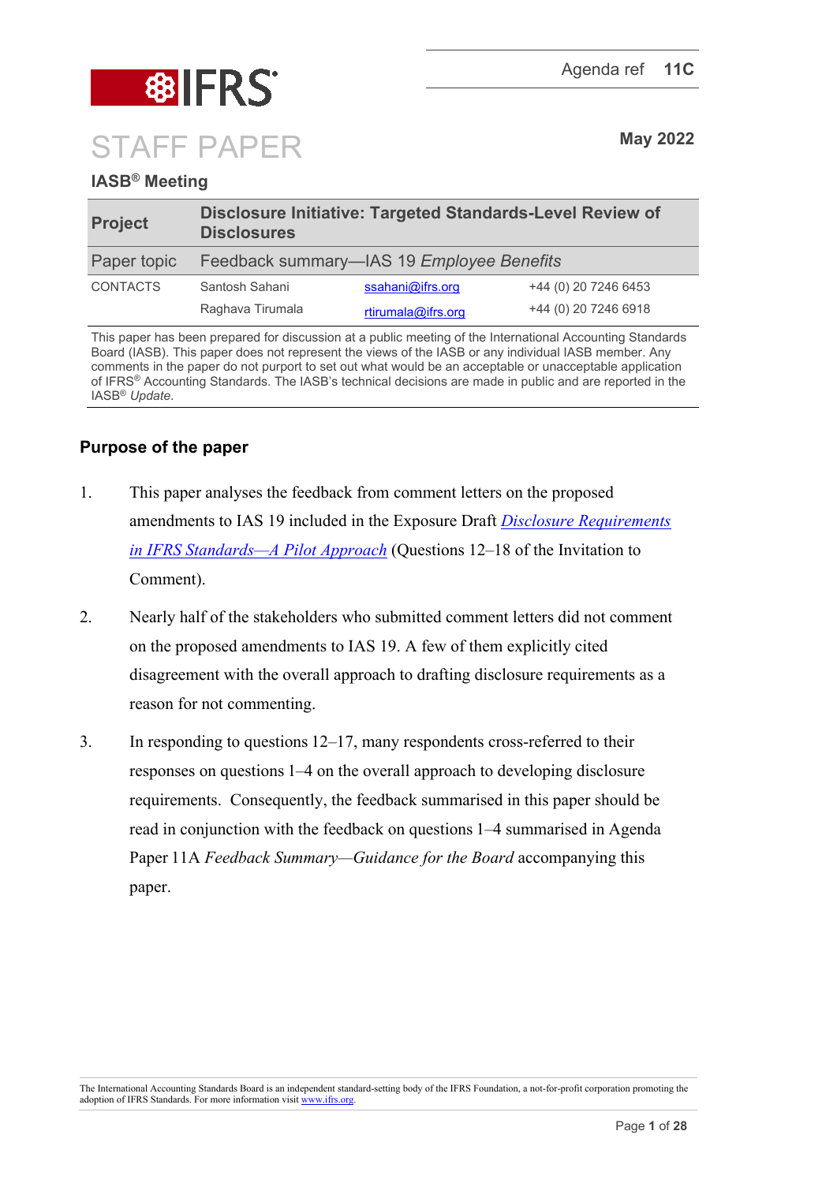Agenda ref **11C**

# STAFF PAPER

**May 2022**

## IASB® Meeting

| **Project** | **Disclosure Initiative: Targeted Standards-Level Review of Disclosures** | | |
|---|---|---|---|
| Paper topic | Feedback summary—IAS 19 *Employee Benefits* | | |
| CONTACTS | Santosh Sahani | ssahani@ifrs.org | +44 (0) 20 7246 6453 |
| | Raghava Tirumala | rtirumala@ifrs.org | +44 (0) 20 7246 6918 |

This paper has been prepared for discussion at a public meeting of the International Accounting Standards Board (IASB). This paper does not represent the views of the IASB or any individual IASB member. Any comments in the paper do not purport to set out what would be an acceptable or unacceptable application of IFRS® Accounting Standards. The IASB's technical decisions are made in public and are reported in the IASB® *Update*.

## Purpose of the paper

1. This paper analyses the feedback from comment letters on the proposed amendments to IAS 19 included in the Exposure Draft *Disclosure Requirements in IFRS Standards—A Pilot Approach* (Questions 12–18 of the Invitation to Comment).

2. Nearly half of the stakeholders who submitted comment letters did not comment on the proposed amendments to IAS 19. A few of them explicitly cited disagreement with the overall approach to drafting disclosure requirements as a reason for not commenting.

3. In responding to questions 12–17, many respondents cross-referred to their responses on questions 1–4 on the overall approach to developing disclosure requirements. Consequently, the feedback summarised in this paper should be read in conjunction with the feedback on questions 1–4 summarised in Agenda Paper 11A *Feedback Summary—Guidance for the Board* accompanying this paper.

The International Accounting Standards Board is an independent standard-setting body of the IFRS Foundation, a not-for-profit corporation promoting the adoption of IFRS Standards. For more information visit www.ifrs.org.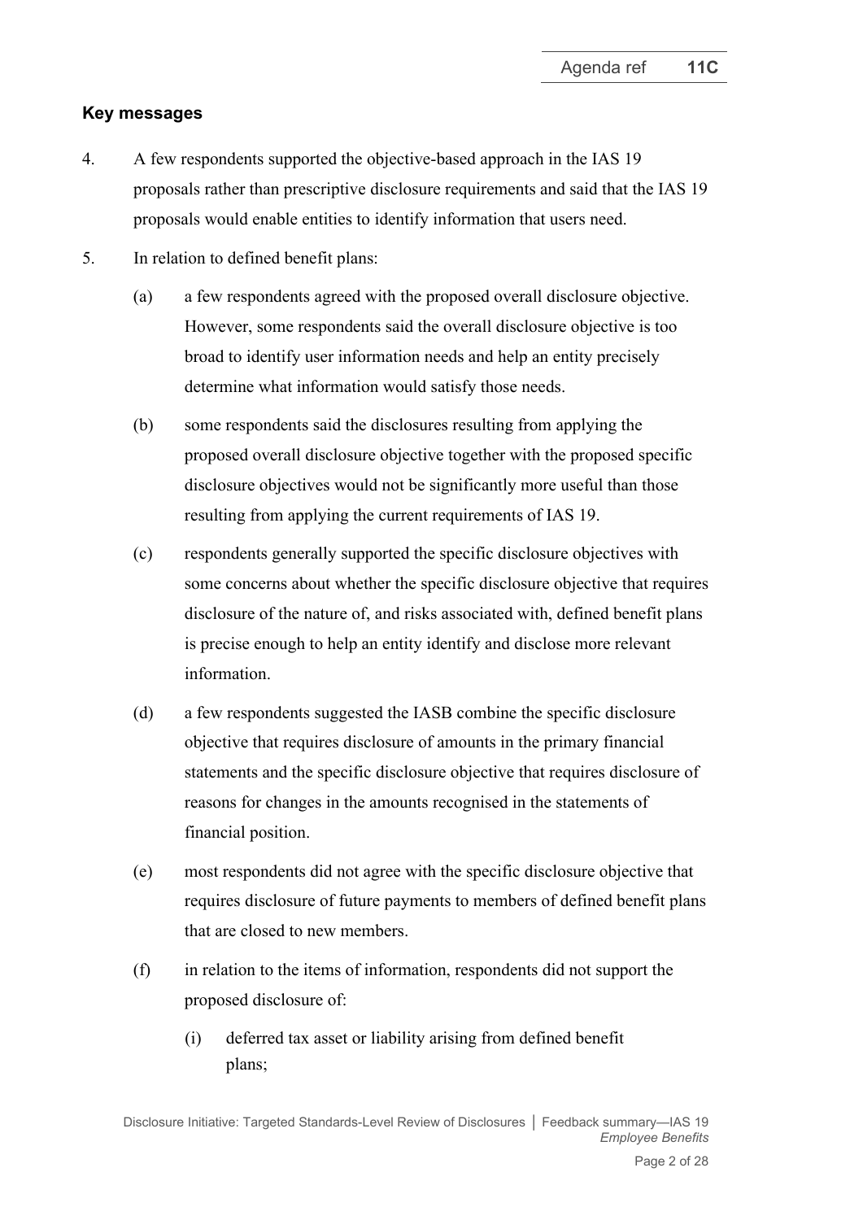## Key messages

4. A few respondents supported the objective-based approach in the IAS 19 proposals rather than prescriptive disclosure requirements and said that the IAS 19 proposals would enable entities to identify information that users need.

5. In relation to defined benefit plans:

   (a) a few respondents agreed with the proposed overall disclosure objective. However, some respondents said the overall disclosure objective is too broad to identify user information needs and help an entity precisely determine what information would satisfy those needs.

   (b) some respondents said the disclosures resulting from applying the proposed overall disclosure objective together with the proposed specific disclosure objectives would not be significantly more useful than those resulting from applying the current requirements of IAS 19.

   (c) respondents generally supported the specific disclosure objectives with some concerns about whether the specific disclosure objective that requires disclosure of the nature of, and risks associated with, defined benefit plans is precise enough to help an entity identify and disclose more relevant information.

   (d) a few respondents suggested the IASB combine the specific disclosure objective that requires disclosure of amounts in the primary financial statements and the specific disclosure objective that requires disclosure of reasons for changes in the amounts recognised in the statements of financial position.

   (e) most respondents did not agree with the specific disclosure objective that requires disclosure of future payments to members of defined benefit plans that are closed to new members.

   (f) in relation to the items of information, respondents did not support the proposed disclosure of:

      (i) deferred tax asset or liability arising from defined benefit plans;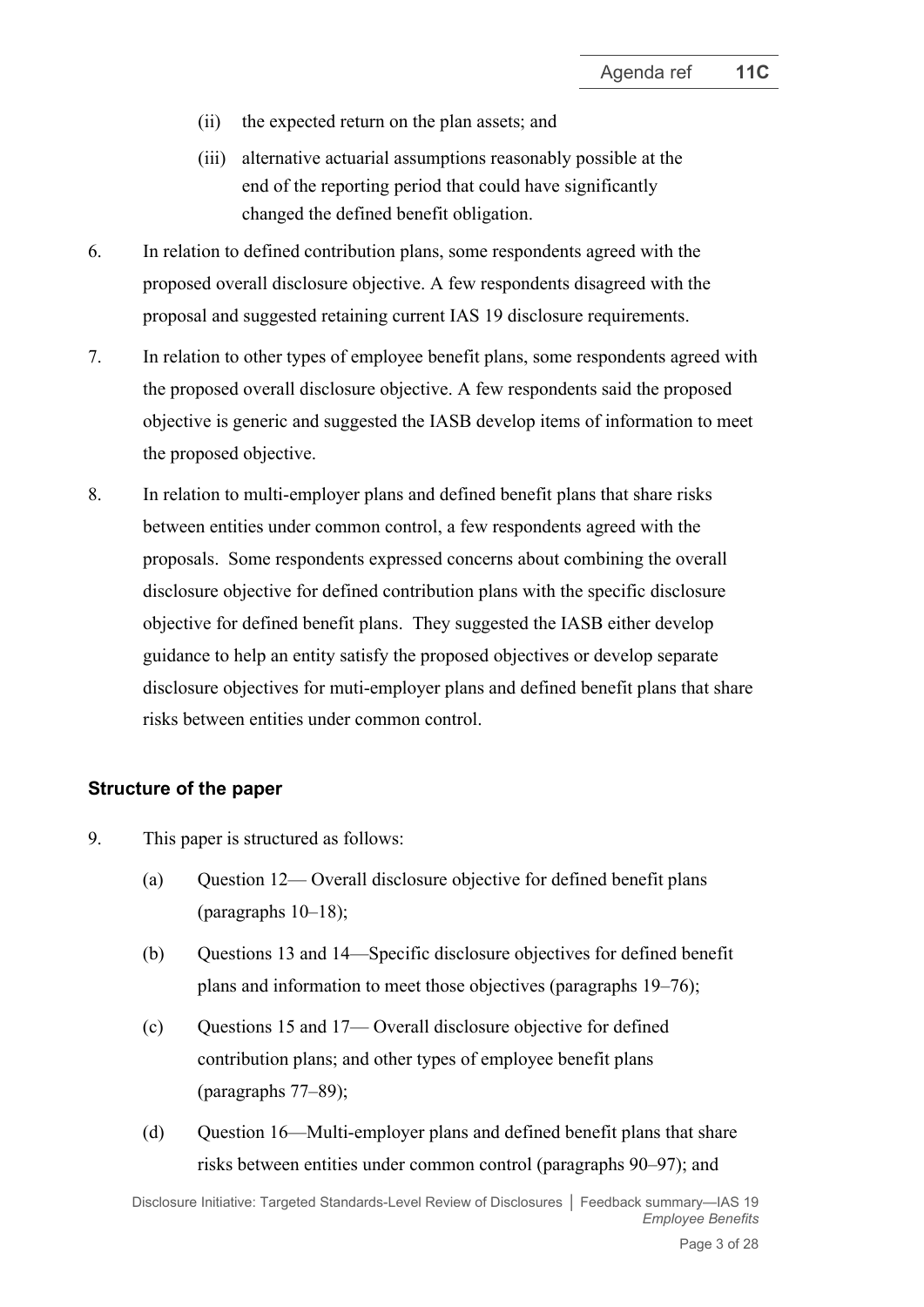(ii) the expected return on the plan assets; and

(iii) alternative actuarial assumptions reasonably possible at the end of the reporting period that could have significantly changed the defined benefit obligation.

6. In relation to defined contribution plans, some respondents agreed with the proposed overall disclosure objective. A few respondents disagreed with the proposal and suggested retaining current IAS 19 disclosure requirements.

7. In relation to other types of employee benefit plans, some respondents agreed with the proposed overall disclosure objective. A few respondents said the proposed objective is generic and suggested the IASB develop items of information to meet the proposed objective.

8. In relation to multi-employer plans and defined benefit plans that share risks between entities under common control, a few respondents agreed with the proposals. Some respondents expressed concerns about combining the overall disclosure objective for defined contribution plans with the specific disclosure objective for defined benefit plans. They suggested the IASB either develop guidance to help an entity satisfy the proposed objectives or develop separate disclosure objectives for muti-employer plans and defined benefit plans that share risks between entities under common control.

### Structure of the paper

9. This paper is structured as follows:

   (a) Question 12— Overall disclosure objective for defined benefit plans (paragraphs 10–18);

   (b) Questions 13 and 14—Specific disclosure objectives for defined benefit plans and information to meet those objectives (paragraphs 19–76);

   (c) Questions 15 and 17— Overall disclosure objective for defined contribution plans; and other types of employee benefit plans (paragraphs 77–89);

   (d) Question 16—Multi-employer plans and defined benefit plans that share risks between entities under common control (paragraphs 90–97); and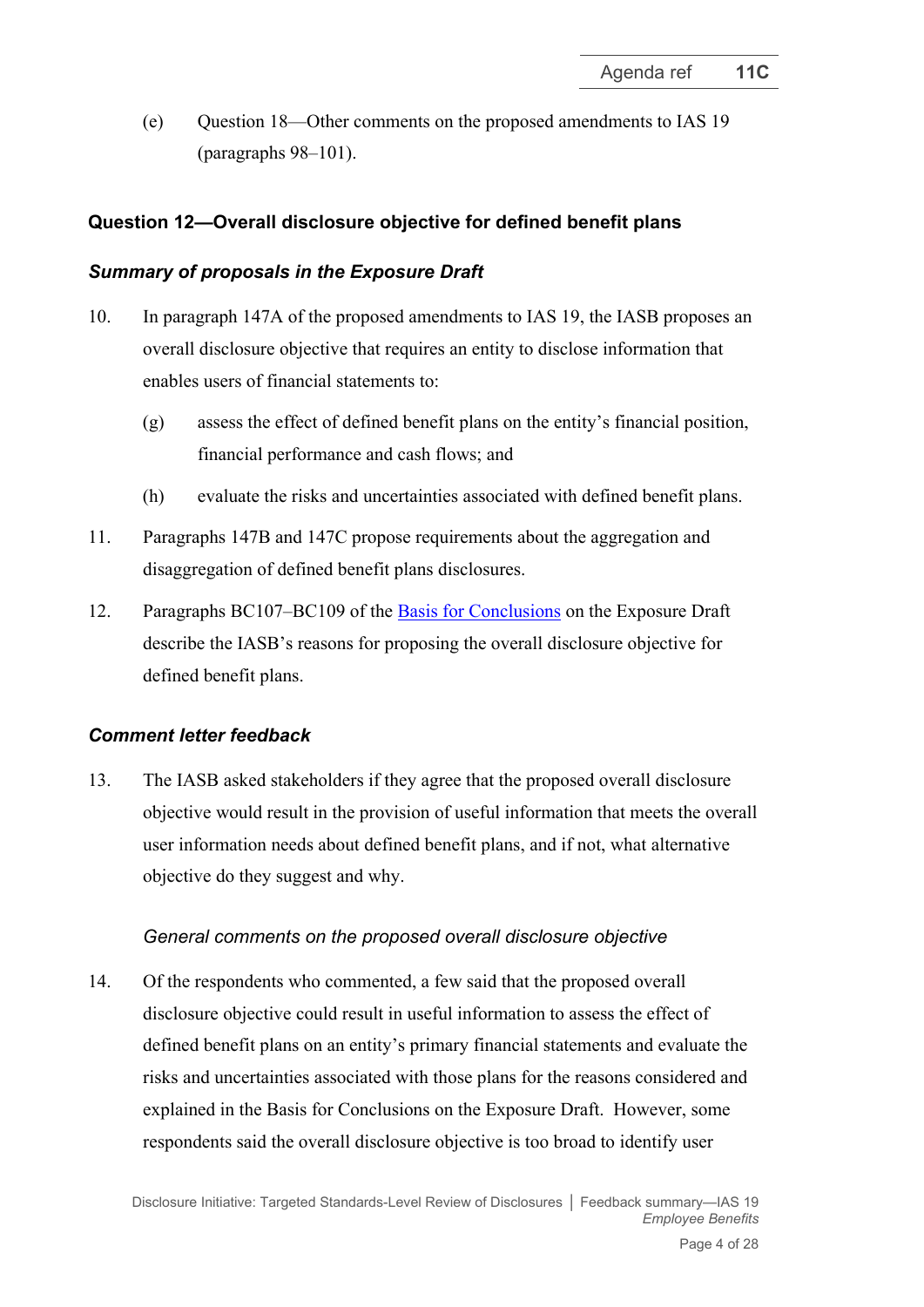(e) Question 18—Other comments on the proposed amendments to IAS 19 (paragraphs 98–101).

## Question 12—Overall disclosure objective for defined benefit plans

### *Summary of proposals in the Exposure Draft*

10. In paragraph 147A of the proposed amendments to IAS 19, the IASB proposes an overall disclosure objective that requires an entity to disclose information that enables users of financial statements to:

    (g) assess the effect of defined benefit plans on the entity's financial position, financial performance and cash flows; and

    (h) evaluate the risks and uncertainties associated with defined benefit plans.

11. Paragraphs 147B and 147C propose requirements about the aggregation and disaggregation of defined benefit plans disclosures.

12. Paragraphs BC107–BC109 of the Basis for Conclusions on the Exposure Draft describe the IASB's reasons for proposing the overall disclosure objective for defined benefit plans.

### *Comment letter feedback*

13. The IASB asked stakeholders if they agree that the proposed overall disclosure objective would result in the provision of useful information that meets the overall user information needs about defined benefit plans, and if not, what alternative objective do they suggest and why.

#### *General comments on the proposed overall disclosure objective*

14. Of the respondents who commented, a few said that the proposed overall disclosure objective could result in useful information to assess the effect of defined benefit plans on an entity's primary financial statements and evaluate the risks and uncertainties associated with those plans for the reasons considered and explained in the Basis for Conclusions on the Exposure Draft. However, some respondents said the overall disclosure objective is too broad to identify user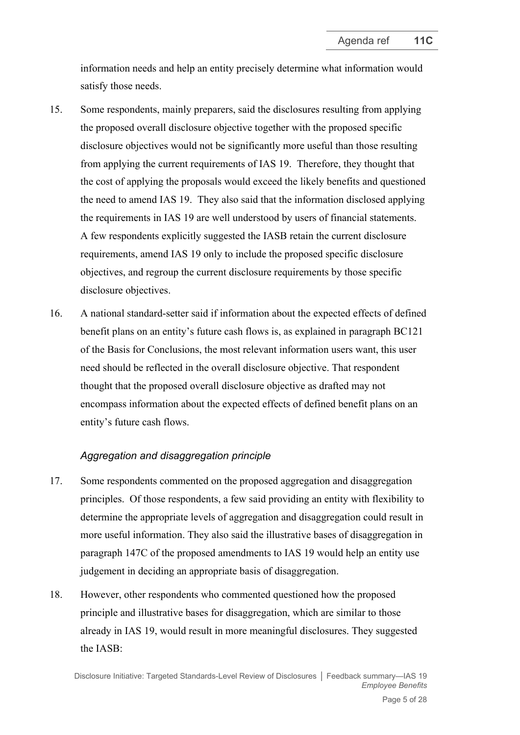information needs and help an entity precisely determine what information would satisfy those needs.

15. Some respondents, mainly preparers, said the disclosures resulting from applying the proposed overall disclosure objective together with the proposed specific disclosure objectives would not be significantly more useful than those resulting from applying the current requirements of IAS 19. Therefore, they thought that the cost of applying the proposals would exceed the likely benefits and questioned the need to amend IAS 19. They also said that the information disclosed applying the requirements in IAS 19 are well understood by users of financial statements. A few respondents explicitly suggested the IASB retain the current disclosure requirements, amend IAS 19 only to include the proposed specific disclosure objectives, and regroup the current disclosure requirements by those specific disclosure objectives.

16. A national standard-setter said if information about the expected effects of defined benefit plans on an entity's future cash flows is, as explained in paragraph BC121 of the Basis for Conclusions, the most relevant information users want, this user need should be reflected in the overall disclosure objective. That respondent thought that the proposed overall disclosure objective as drafted may not encompass information about the expected effects of defined benefit plans on an entity's future cash flows.

*Aggregation and disaggregation principle*

17. Some respondents commented on the proposed aggregation and disaggregation principles. Of those respondents, a few said providing an entity with flexibility to determine the appropriate levels of aggregation and disaggregation could result in more useful information. They also said the illustrative bases of disaggregation in paragraph 147C of the proposed amendments to IAS 19 would help an entity use judgement in deciding an appropriate basis of disaggregation.

18. However, other respondents who commented questioned how the proposed principle and illustrative bases for disaggregation, which are similar to those already in IAS 19, would result in more meaningful disclosures. They suggested the IASB: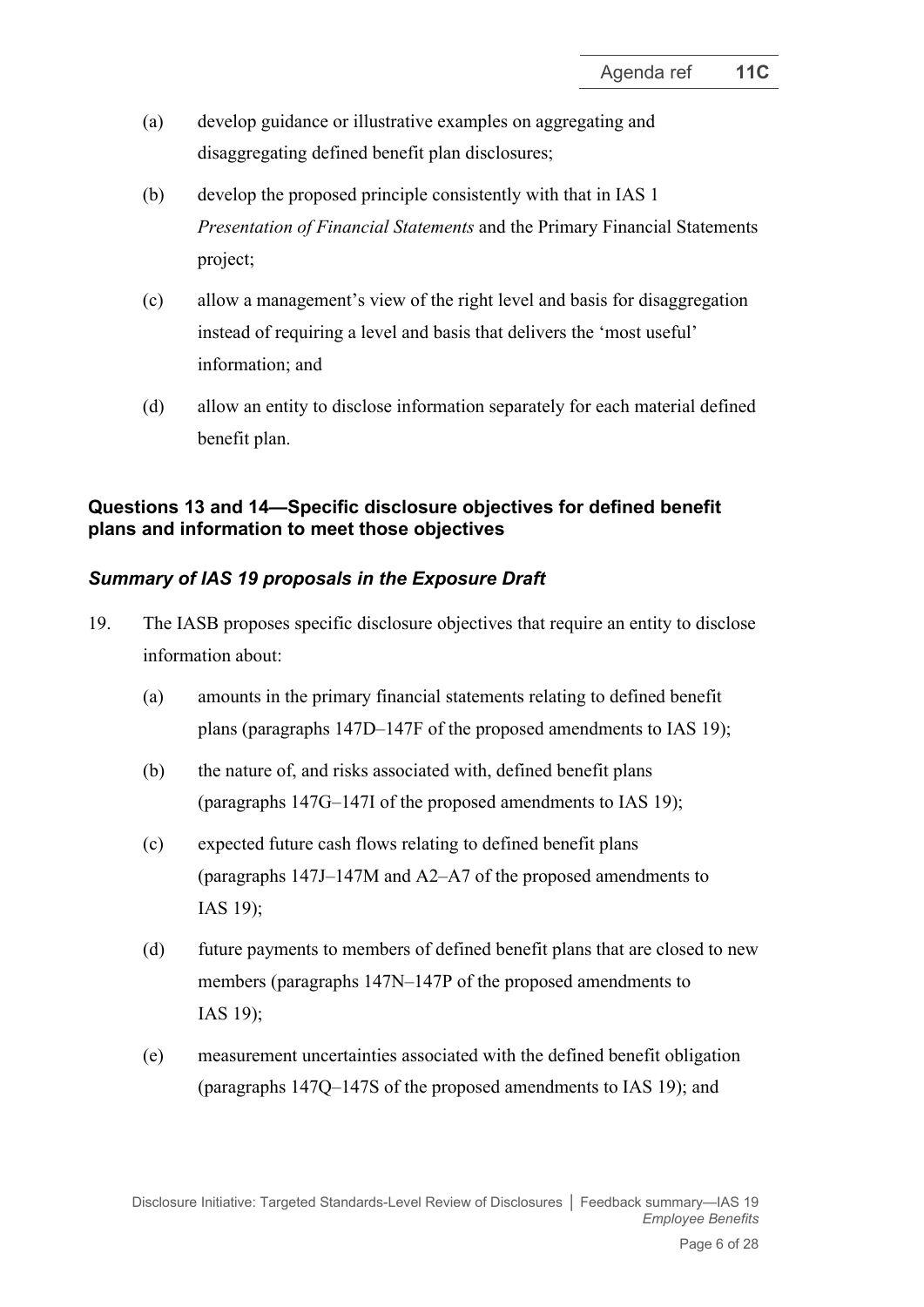(a) develop guidance or illustrative examples on aggregating and disaggregating defined benefit plan disclosures;

(b) develop the proposed principle consistently with that in IAS 1 *Presentation of Financial Statements* and the Primary Financial Statements project;

(c) allow a management's view of the right level and basis for disaggregation instead of requiring a level and basis that delivers the 'most useful' information; and

(d) allow an entity to disclose information separately for each material defined benefit plan.

### Questions 13 and 14—Specific disclosure objectives for defined benefit plans and information to meet those objectives

#### *Summary of IAS 19 proposals in the Exposure Draft*

19. The IASB proposes specific disclosure objectives that require an entity to disclose information about:

    (a) amounts in the primary financial statements relating to defined benefit plans (paragraphs 147D–147F of the proposed amendments to IAS 19);

    (b) the nature of, and risks associated with, defined benefit plans (paragraphs 147G–147I of the proposed amendments to IAS 19);

    (c) expected future cash flows relating to defined benefit plans (paragraphs 147J–147M and A2–A7 of the proposed amendments to IAS 19);

    (d) future payments to members of defined benefit plans that are closed to new members (paragraphs 147N–147P of the proposed amendments to IAS 19);

    (e) measurement uncertainties associated with the defined benefit obligation (paragraphs 147Q–147S of the proposed amendments to IAS 19); and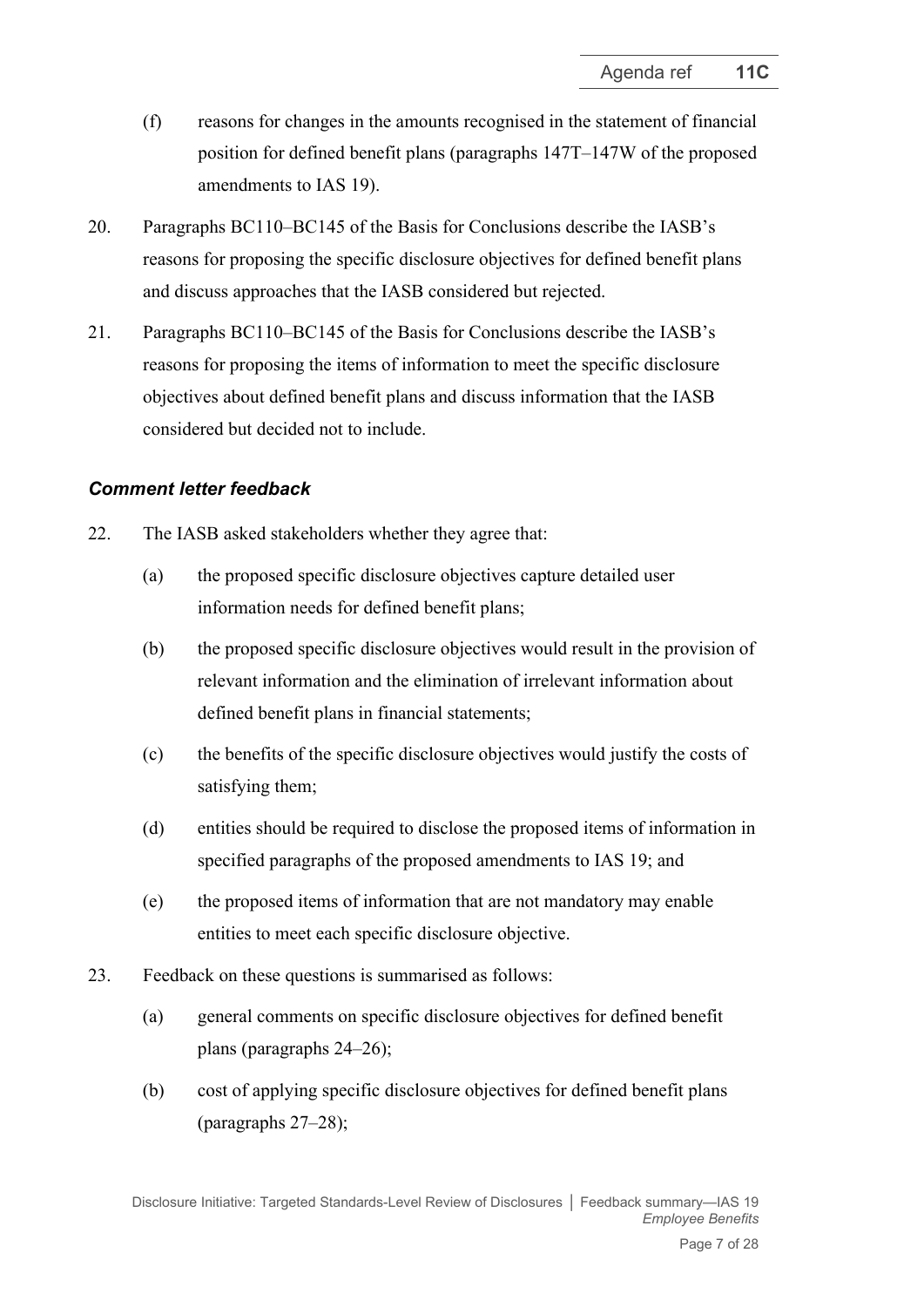(f) reasons for changes in the amounts recognised in the statement of financial position for defined benefit plans (paragraphs 147T–147W of the proposed amendments to IAS 19).

20. Paragraphs BC110–BC145 of the Basis for Conclusions describe the IASB's reasons for proposing the specific disclosure objectives for defined benefit plans and discuss approaches that the IASB considered but rejected.

21. Paragraphs BC110–BC145 of the Basis for Conclusions describe the IASB's reasons for proposing the items of information to meet the specific disclosure objectives about defined benefit plans and discuss information that the IASB considered but decided not to include.

### *Comment letter feedback*

22. The IASB asked stakeholders whether they agree that:

    (a) the proposed specific disclosure objectives capture detailed user information needs for defined benefit plans;

    (b) the proposed specific disclosure objectives would result in the provision of relevant information and the elimination of irrelevant information about defined benefit plans in financial statements;

    (c) the benefits of the specific disclosure objectives would justify the costs of satisfying them;

    (d) entities should be required to disclose the proposed items of information in specified paragraphs of the proposed amendments to IAS 19; and

    (e) the proposed items of information that are not mandatory may enable entities to meet each specific disclosure objective.

23. Feedback on these questions is summarised as follows:

    (a) general comments on specific disclosure objectives for defined benefit plans (paragraphs 24–26);

    (b) cost of applying specific disclosure objectives for defined benefit plans (paragraphs 27–28);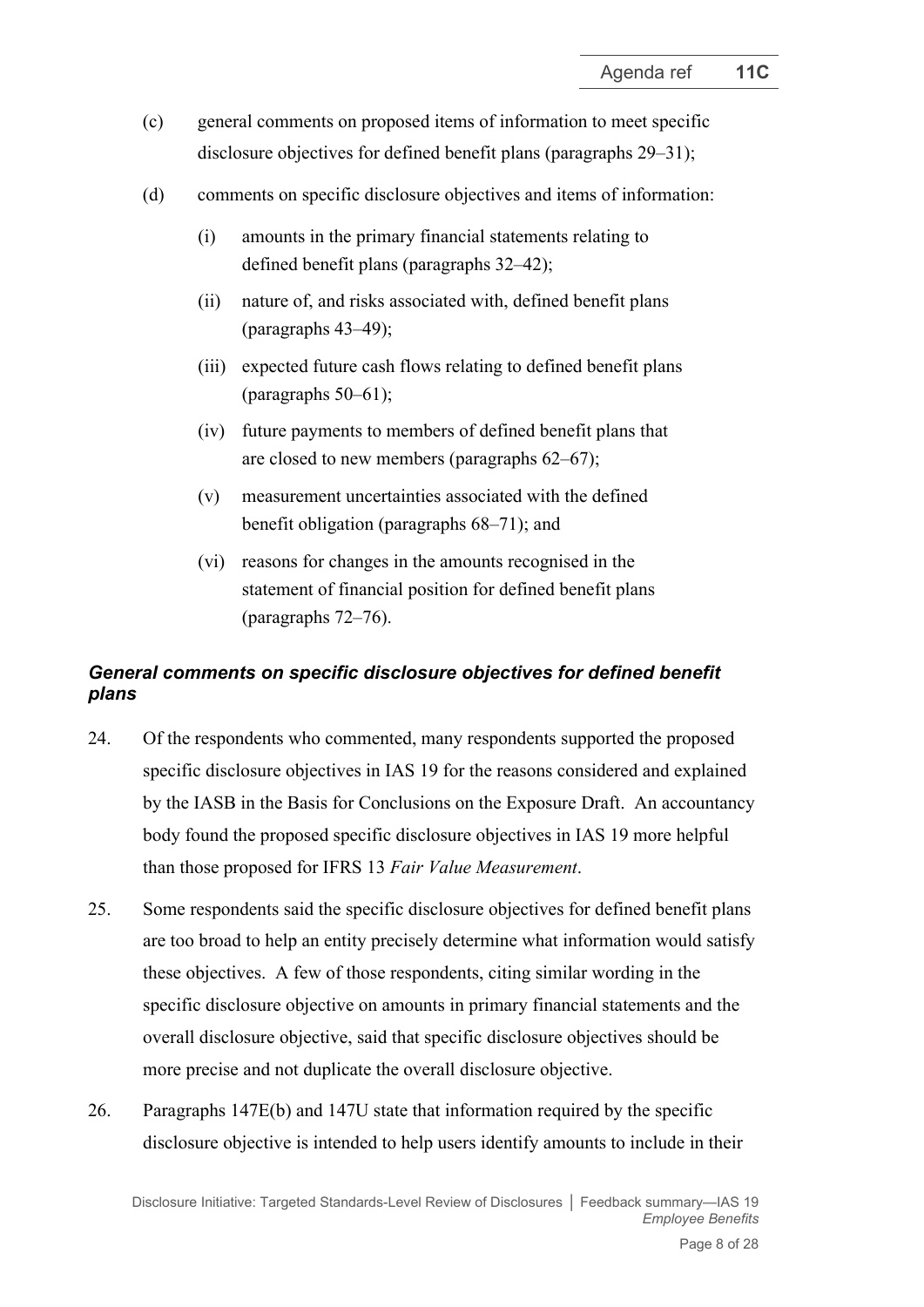(c) general comments on proposed items of information to meet specific disclosure objectives for defined benefit plans (paragraphs 29–31);

(d) comments on specific disclosure objectives and items of information:

   (i) amounts in the primary financial statements relating to defined benefit plans (paragraphs 32–42);

   (ii) nature of, and risks associated with, defined benefit plans (paragraphs 43–49);

   (iii) expected future cash flows relating to defined benefit plans (paragraphs 50–61);

   (iv) future payments to members of defined benefit plans that are closed to new members (paragraphs 62–67);

   (v) measurement uncertainties associated with the defined benefit obligation (paragraphs 68–71); and

   (vi) reasons for changes in the amounts recognised in the statement of financial position for defined benefit plans (paragraphs 72–76).

### *General comments on specific disclosure objectives for defined benefit plans*

24. Of the respondents who commented, many respondents supported the proposed specific disclosure objectives in IAS 19 for the reasons considered and explained by the IASB in the Basis for Conclusions on the Exposure Draft. An accountancy body found the proposed specific disclosure objectives in IAS 19 more helpful than those proposed for IFRS 13 *Fair Value Measurement*.

25. Some respondents said the specific disclosure objectives for defined benefit plans are too broad to help an entity precisely determine what information would satisfy these objectives. A few of those respondents, citing similar wording in the specific disclosure objective on amounts in primary financial statements and the overall disclosure objective, said that specific disclosure objectives should be more precise and not duplicate the overall disclosure objective.

26. Paragraphs 147E(b) and 147U state that information required by the specific disclosure objective is intended to help users identify amounts to include in their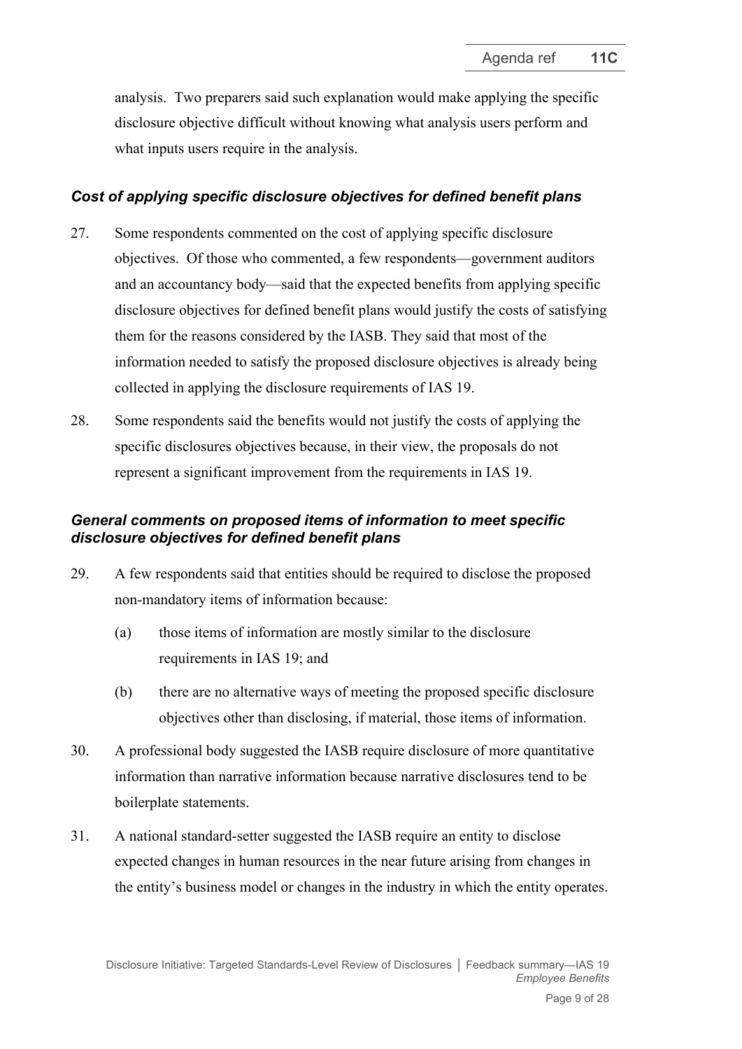analysis. Two preparers said such explanation would make applying the specific disclosure objective difficult without knowing what analysis users perform and what inputs users require in the analysis.

### *Cost of applying specific disclosure objectives for defined benefit plans*

27. Some respondents commented on the cost of applying specific disclosure objectives. Of those who commented, a few respondents—government auditors and an accountancy body—said that the expected benefits from applying specific disclosure objectives for defined benefit plans would justify the costs of satisfying them for the reasons considered by the IASB. They said that most of the information needed to satisfy the proposed disclosure objectives is already being collected in applying the disclosure requirements of IAS 19.

28. Some respondents said the benefits would not justify the costs of applying the specific disclosures objectives because, in their view, the proposals do not represent a significant improvement from the requirements in IAS 19.

### *General comments on proposed items of information to meet specific disclosure objectives for defined benefit plans*

29. A few respondents said that entities should be required to disclose the proposed non-mandatory items of information because:

    (a) those items of information are mostly similar to the disclosure requirements in IAS 19; and

    (b) there are no alternative ways of meeting the proposed specific disclosure objectives other than disclosing, if material, those items of information.

30. A professional body suggested the IASB require disclosure of more quantitative information than narrative information because narrative disclosures tend to be boilerplate statements.

31. A national standard-setter suggested the IASB require an entity to disclose expected changes in human resources in the near future arising from changes in the entity's business model or changes in the industry in which the entity operates.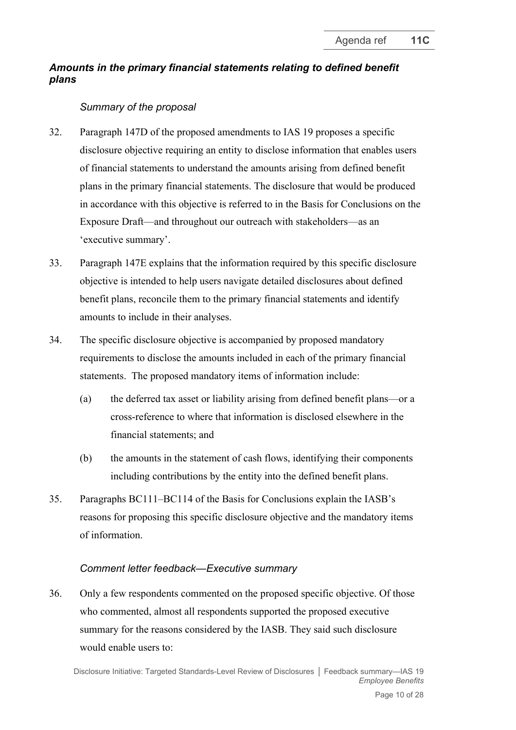### *Amounts in the primary financial statements relating to defined benefit plans*

#### *Summary of the proposal*

32. Paragraph 147D of the proposed amendments to IAS 19 proposes a specific disclosure objective requiring an entity to disclose information that enables users of financial statements to understand the amounts arising from defined benefit plans in the primary financial statements. The disclosure that would be produced in accordance with this objective is referred to in the Basis for Conclusions on the Exposure Draft—and throughout our outreach with stakeholders—as an 'executive summary'.

33. Paragraph 147E explains that the information required by this specific disclosure objective is intended to help users navigate detailed disclosures about defined benefit plans, reconcile them to the primary financial statements and identify amounts to include in their analyses.

34. The specific disclosure objective is accompanied by proposed mandatory requirements to disclose the amounts included in each of the primary financial statements. The proposed mandatory items of information include:

    (a) the deferred tax asset or liability arising from defined benefit plans—or a cross-reference to where that information is disclosed elsewhere in the financial statements; and

    (b) the amounts in the statement of cash flows, identifying their components including contributions by the entity into the defined benefit plans.

35. Paragraphs BC111–BC114 of the Basis for Conclusions explain the IASB's reasons for proposing this specific disclosure objective and the mandatory items of information.

#### *Comment letter feedback—Executive summary*

36. Only a few respondents commented on the proposed specific objective. Of those who commented, almost all respondents supported the proposed executive summary for the reasons considered by the IASB. They said such disclosure would enable users to: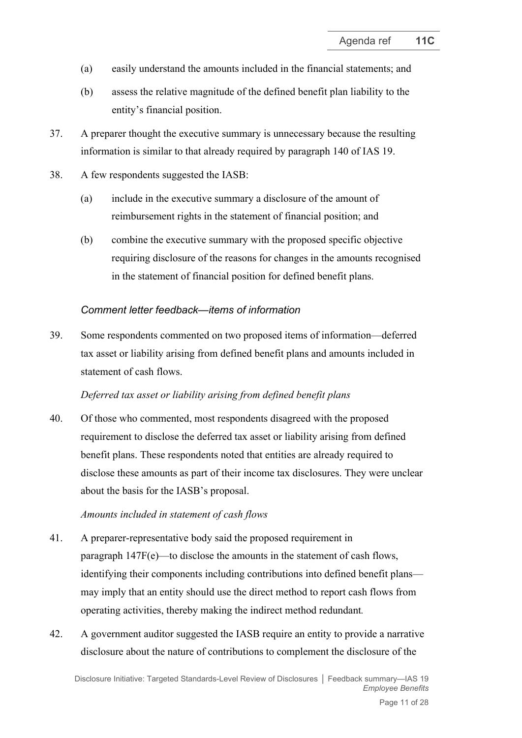(a) easily understand the amounts included in the financial statements; and

(b) assess the relative magnitude of the defined benefit plan liability to the entity's financial position.

37. A preparer thought the executive summary is unnecessary because the resulting information is similar to that already required by paragraph 140 of IAS 19.

38. A few respondents suggested the IASB:

(a) include in the executive summary a disclosure of the amount of reimbursement rights in the statement of financial position; and

(b) combine the executive summary with the proposed specific objective requiring disclosure of the reasons for changes in the amounts recognised in the statement of financial position for defined benefit plans.

*Comment letter feedback—items of information*

39. Some respondents commented on two proposed items of information—deferred tax asset or liability arising from defined benefit plans and amounts included in statement of cash flows.

*Deferred tax asset or liability arising from defined benefit plans*

40. Of those who commented, most respondents disagreed with the proposed requirement to disclose the deferred tax asset or liability arising from defined benefit plans. These respondents noted that entities are already required to disclose these amounts as part of their income tax disclosures. They were unclear about the basis for the IASB's proposal.

*Amounts included in statement of cash flows*

41. A preparer-representative body said the proposed requirement in paragraph 147F(e)—to disclose the amounts in the statement of cash flows, identifying their components including contributions into defined benefit plans—may imply that an entity should use the direct method to report cash flows from operating activities, thereby making the indirect method redundant.

42. A government auditor suggested the IASB require an entity to provide a narrative disclosure about the nature of contributions to complement the disclosure of the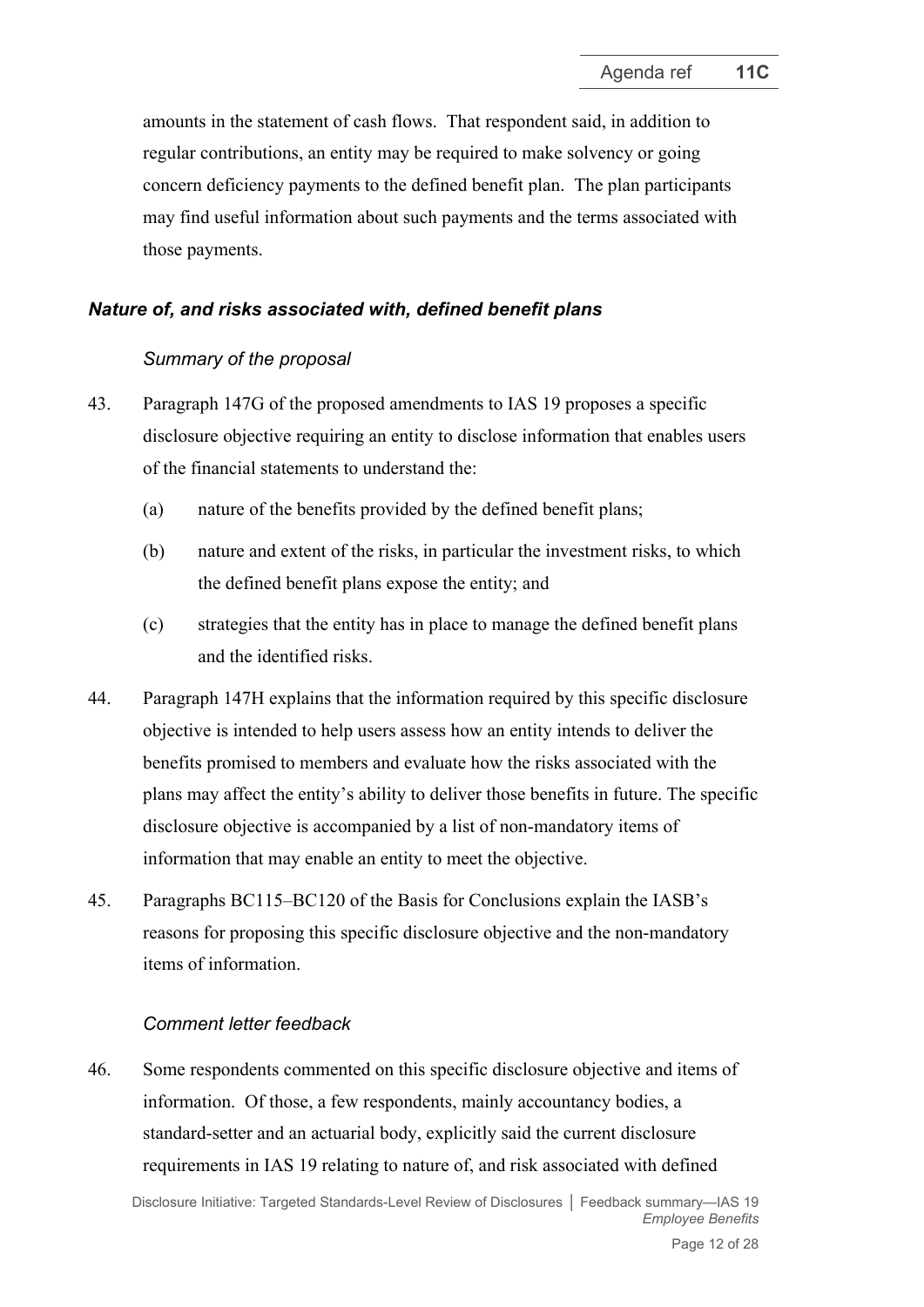amounts in the statement of cash flows. That respondent said, in addition to regular contributions, an entity may be required to make solvency or going concern deficiency payments to the defined benefit plan. The plan participants may find useful information about such payments and the terms associated with those payments.

### *Nature of, and risks associated with, defined benefit plans*

#### *Summary of the proposal*

43. Paragraph 147G of the proposed amendments to IAS 19 proposes a specific disclosure objective requiring an entity to disclose information that enables users of the financial statements to understand the:

    (a) nature of the benefits provided by the defined benefit plans;

    (b) nature and extent of the risks, in particular the investment risks, to which the defined benefit plans expose the entity; and

    (c) strategies that the entity has in place to manage the defined benefit plans and the identified risks.

44. Paragraph 147H explains that the information required by this specific disclosure objective is intended to help users assess how an entity intends to deliver the benefits promised to members and evaluate how the risks associated with the plans may affect the entity's ability to deliver those benefits in future. The specific disclosure objective is accompanied by a list of non-mandatory items of information that may enable an entity to meet the objective.

45. Paragraphs BC115–BC120 of the Basis for Conclusions explain the IASB's reasons for proposing this specific disclosure objective and the non-mandatory items of information.

#### *Comment letter feedback*

46. Some respondents commented on this specific disclosure objective and items of information. Of those, a few respondents, mainly accountancy bodies, a standard-setter and an actuarial body, explicitly said the current disclosure requirements in IAS 19 relating to nature of, and risk associated with defined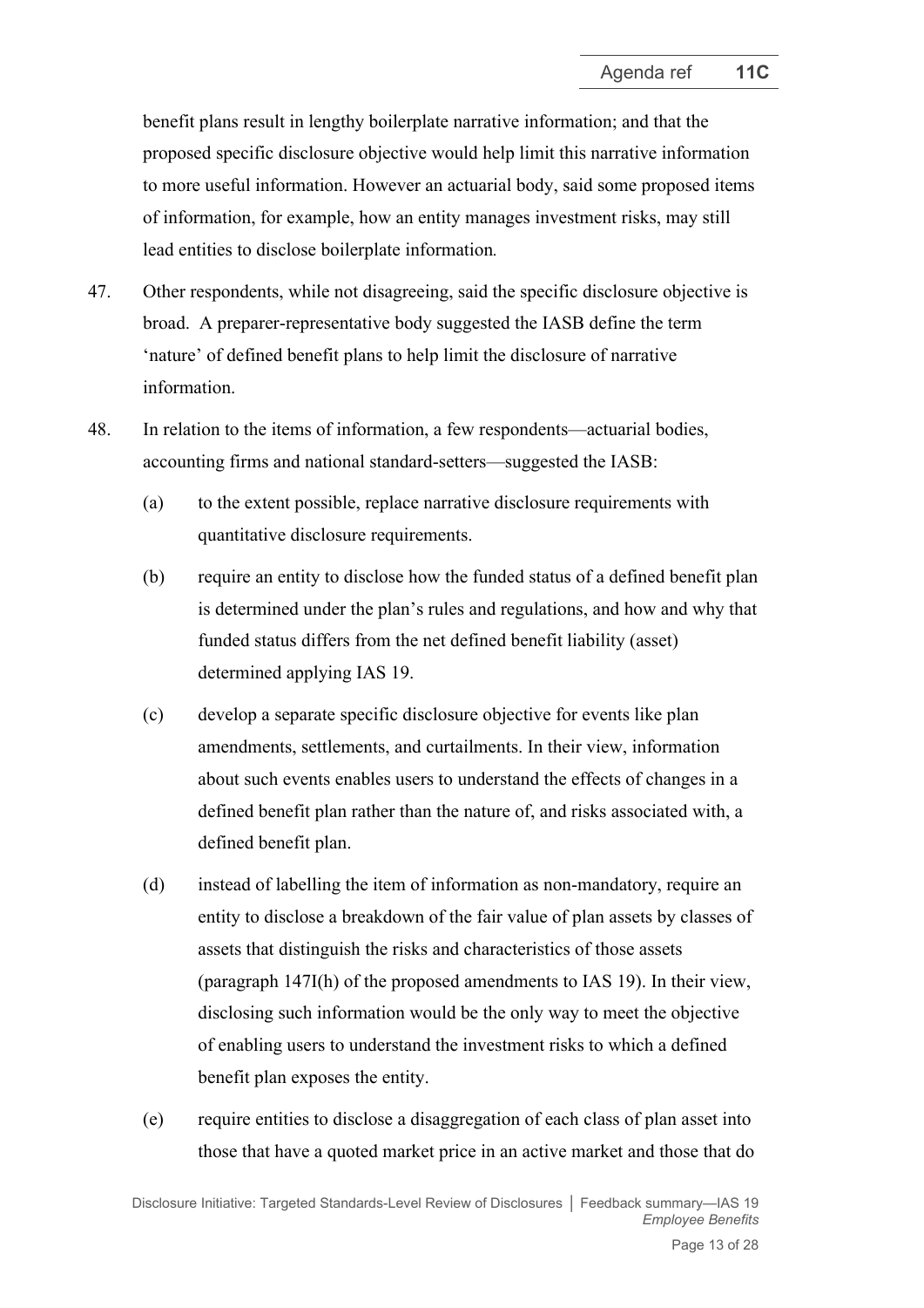benefit plans result in lengthy boilerplate narrative information; and that the proposed specific disclosure objective would help limit this narrative information to more useful information. However an actuarial body, said some proposed items of information, for example, how an entity manages investment risks, may still lead entities to disclose boilerplate information.

47. Other respondents, while not disagreeing, said the specific disclosure objective is broad. A preparer-representative body suggested the IASB define the term 'nature' of defined benefit plans to help limit the disclosure of narrative information.

48. In relation to the items of information, a few respondents—actuarial bodies, accounting firms and national standard-setters—suggested the IASB:

    (a) to the extent possible, replace narrative disclosure requirements with quantitative disclosure requirements.

    (b) require an entity to disclose how the funded status of a defined benefit plan is determined under the plan's rules and regulations, and how and why that funded status differs from the net defined benefit liability (asset) determined applying IAS 19.

    (c) develop a separate specific disclosure objective for events like plan amendments, settlements, and curtailments. In their view, information about such events enables users to understand the effects of changes in a defined benefit plan rather than the nature of, and risks associated with, a defined benefit plan.

    (d) instead of labelling the item of information as non-mandatory, require an entity to disclose a breakdown of the fair value of plan assets by classes of assets that distinguish the risks and characteristics of those assets (paragraph 147I(h) of the proposed amendments to IAS 19). In their view, disclosing such information would be the only way to meet the objective of enabling users to understand the investment risks to which a defined benefit plan exposes the entity.

    (e) require entities to disclose a disaggregation of each class of plan asset into those that have a quoted market price in an active market and those that do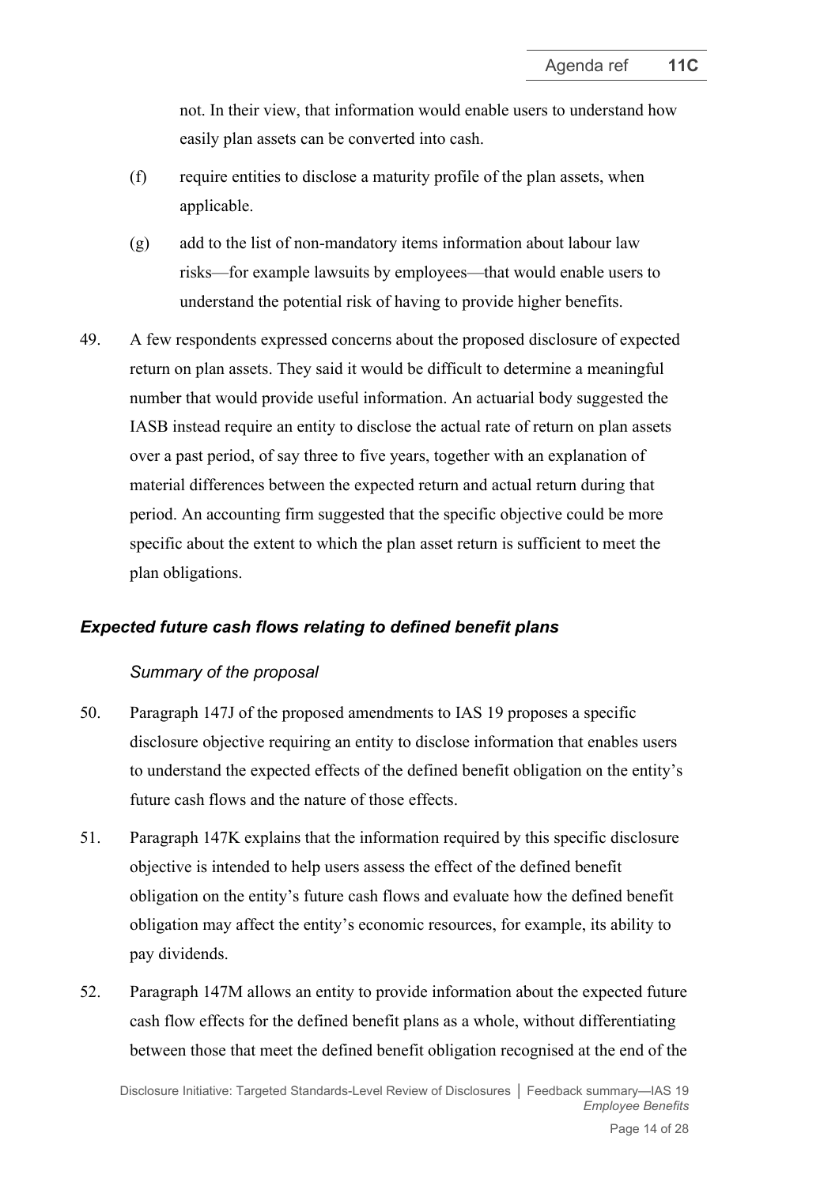not. In their view, that information would enable users to understand how easily plan assets can be converted into cash.

(f) require entities to disclose a maturity profile of the plan assets, when applicable.

(g) add to the list of non-mandatory items information about labour law risks—for example lawsuits by employees—that would enable users to understand the potential risk of having to provide higher benefits.

49. A few respondents expressed concerns about the proposed disclosure of expected return on plan assets. They said it would be difficult to determine a meaningful number that would provide useful information. An actuarial body suggested the IASB instead require an entity to disclose the actual rate of return on plan assets over a past period, of say three to five years, together with an explanation of material differences between the expected return and actual return during that period. An accounting firm suggested that the specific objective could be more specific about the extent to which the plan asset return is sufficient to meet the plan obligations.

### *Expected future cash flows relating to defined benefit plans*

#### *Summary of the proposal*

50. Paragraph 147J of the proposed amendments to IAS 19 proposes a specific disclosure objective requiring an entity to disclose information that enables users to understand the expected effects of the defined benefit obligation on the entity's future cash flows and the nature of those effects.

51. Paragraph 147K explains that the information required by this specific disclosure objective is intended to help users assess the effect of the defined benefit obligation on the entity's future cash flows and evaluate how the defined benefit obligation may affect the entity's economic resources, for example, its ability to pay dividends.

52. Paragraph 147M allows an entity to provide information about the expected future cash flow effects for the defined benefit plans as a whole, without differentiating between those that meet the defined benefit obligation recognised at the end of the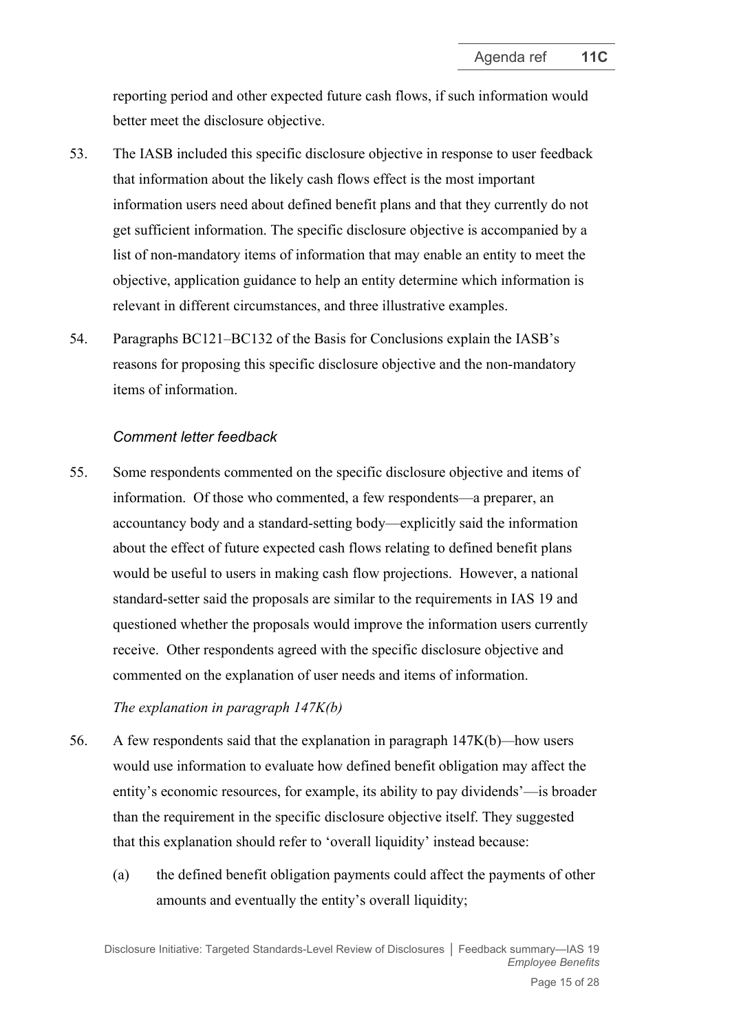reporting period and other expected future cash flows, if such information would better meet the disclosure objective.

53. The IASB included this specific disclosure objective in response to user feedback that information about the likely cash flows effect is the most important information users need about defined benefit plans and that they currently do not get sufficient information. The specific disclosure objective is accompanied by a list of non-mandatory items of information that may enable an entity to meet the objective, application guidance to help an entity determine which information is relevant in different circumstances, and three illustrative examples.

54. Paragraphs BC121–BC132 of the Basis for Conclusions explain the IASB's reasons for proposing this specific disclosure objective and the non-mandatory items of information.

*Comment letter feedback*

55. Some respondents commented on the specific disclosure objective and items of information. Of those who commented, a few respondents—a preparer, an accountancy body and a standard-setting body—explicitly said the information about the effect of future expected cash flows relating to defined benefit plans would be useful to users in making cash flow projections. However, a national standard-setter said the proposals are similar to the requirements in IAS 19 and questioned whether the proposals would improve the information users currently receive. Other respondents agreed with the specific disclosure objective and commented on the explanation of user needs and items of information.

*The explanation in paragraph 147K(b)*

56. A few respondents said that the explanation in paragraph 147K(b)—how users would use information to evaluate how defined benefit obligation may affect the entity's economic resources, for example, its ability to pay dividends'—is broader than the requirement in the specific disclosure objective itself. They suggested that this explanation should refer to 'overall liquidity' instead because:

    (a) the defined benefit obligation payments could affect the payments of other amounts and eventually the entity's overall liquidity;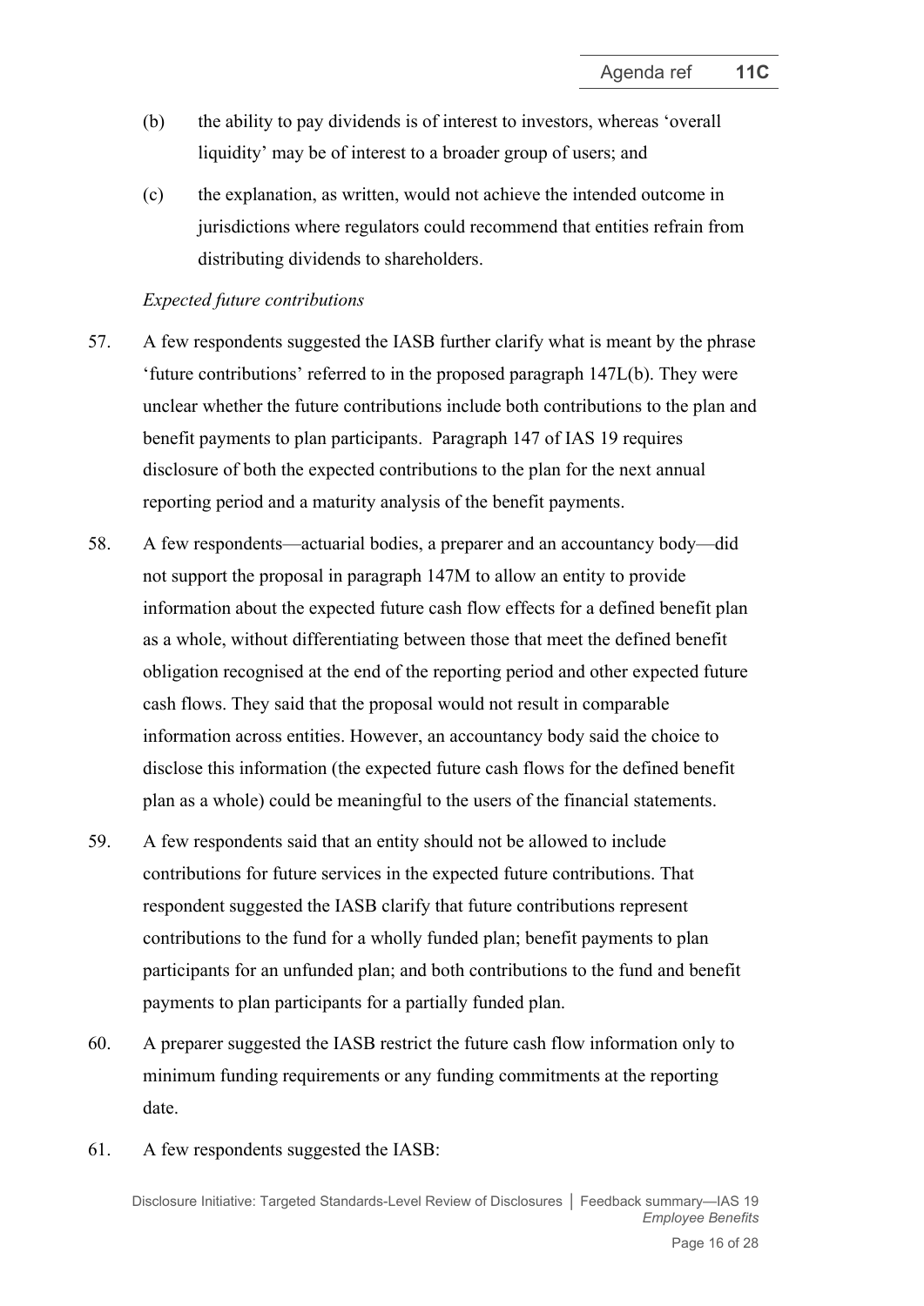(b) the ability to pay dividends is of interest to investors, whereas 'overall liquidity' may be of interest to a broader group of users; and

(c) the explanation, as written, would not achieve the intended outcome in jurisdictions where regulators could recommend that entities refrain from distributing dividends to shareholders.

*Expected future contributions*

57. A few respondents suggested the IASB further clarify what is meant by the phrase 'future contributions' referred to in the proposed paragraph 147L(b). They were unclear whether the future contributions include both contributions to the plan and benefit payments to plan participants. Paragraph 147 of IAS 19 requires disclosure of both the expected contributions to the plan for the next annual reporting period and a maturity analysis of the benefit payments.

58. A few respondents—actuarial bodies, a preparer and an accountancy body—did not support the proposal in paragraph 147M to allow an entity to provide information about the expected future cash flow effects for a defined benefit plan as a whole, without differentiating between those that meet the defined benefit obligation recognised at the end of the reporting period and other expected future cash flows. They said that the proposal would not result in comparable information across entities. However, an accountancy body said the choice to disclose this information (the expected future cash flows for the defined benefit plan as a whole) could be meaningful to the users of the financial statements.

59. A few respondents said that an entity should not be allowed to include contributions for future services in the expected future contributions. That respondent suggested the IASB clarify that future contributions represent contributions to the fund for a wholly funded plan; benefit payments to plan participants for an unfunded plan; and both contributions to the fund and benefit payments to plan participants for a partially funded plan.

60. A preparer suggested the IASB restrict the future cash flow information only to minimum funding requirements or any funding commitments at the reporting date.

61. A few respondents suggested the IASB: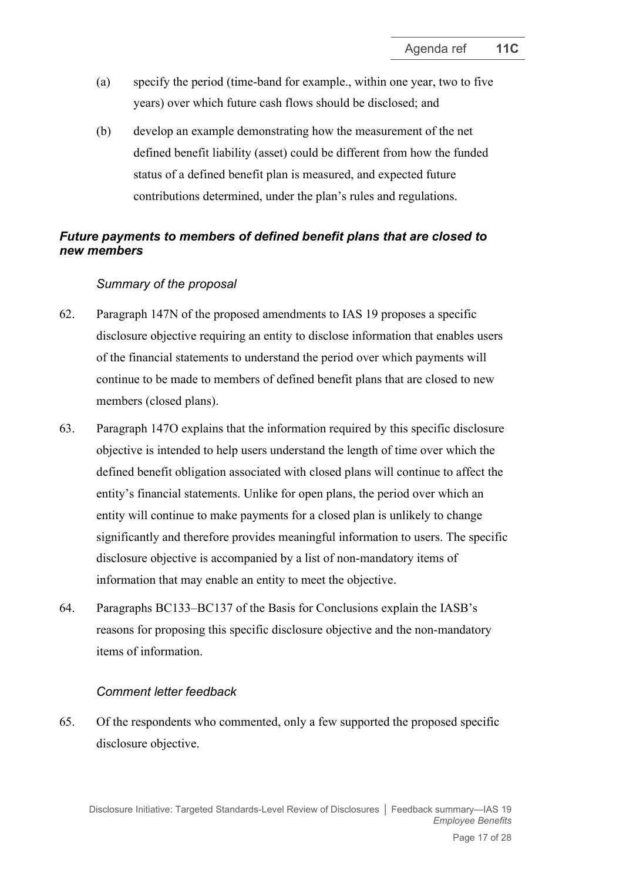(a) specify the period (time-band for example., within one year, two to five years) over which future cash flows should be disclosed; and

(b) develop an example demonstrating how the measurement of the net defined benefit liability (asset) could be different from how the funded status of a defined benefit plan is measured, and expected future contributions determined, under the plan's rules and regulations.

### *Future payments to members of defined benefit plans that are closed to new members*

*Summary of the proposal*

62. Paragraph 147N of the proposed amendments to IAS 19 proposes a specific disclosure objective requiring an entity to disclose information that enables users of the financial statements to understand the period over which payments will continue to be made to members of defined benefit plans that are closed to new members (closed plans).

63. Paragraph 147O explains that the information required by this specific disclosure objective is intended to help users understand the length of time over which the defined benefit obligation associated with closed plans will continue to affect the entity's financial statements. Unlike for open plans, the period over which an entity will continue to make payments for a closed plan is unlikely to change significantly and therefore provides meaningful information to users. The specific disclosure objective is accompanied by a list of non-mandatory items of information that may enable an entity to meet the objective.

64. Paragraphs BC133–BC137 of the Basis for Conclusions explain the IASB's reasons for proposing this specific disclosure objective and the non-mandatory items of information.

*Comment letter feedback*

65. Of the respondents who commented, only a few supported the proposed specific disclosure objective.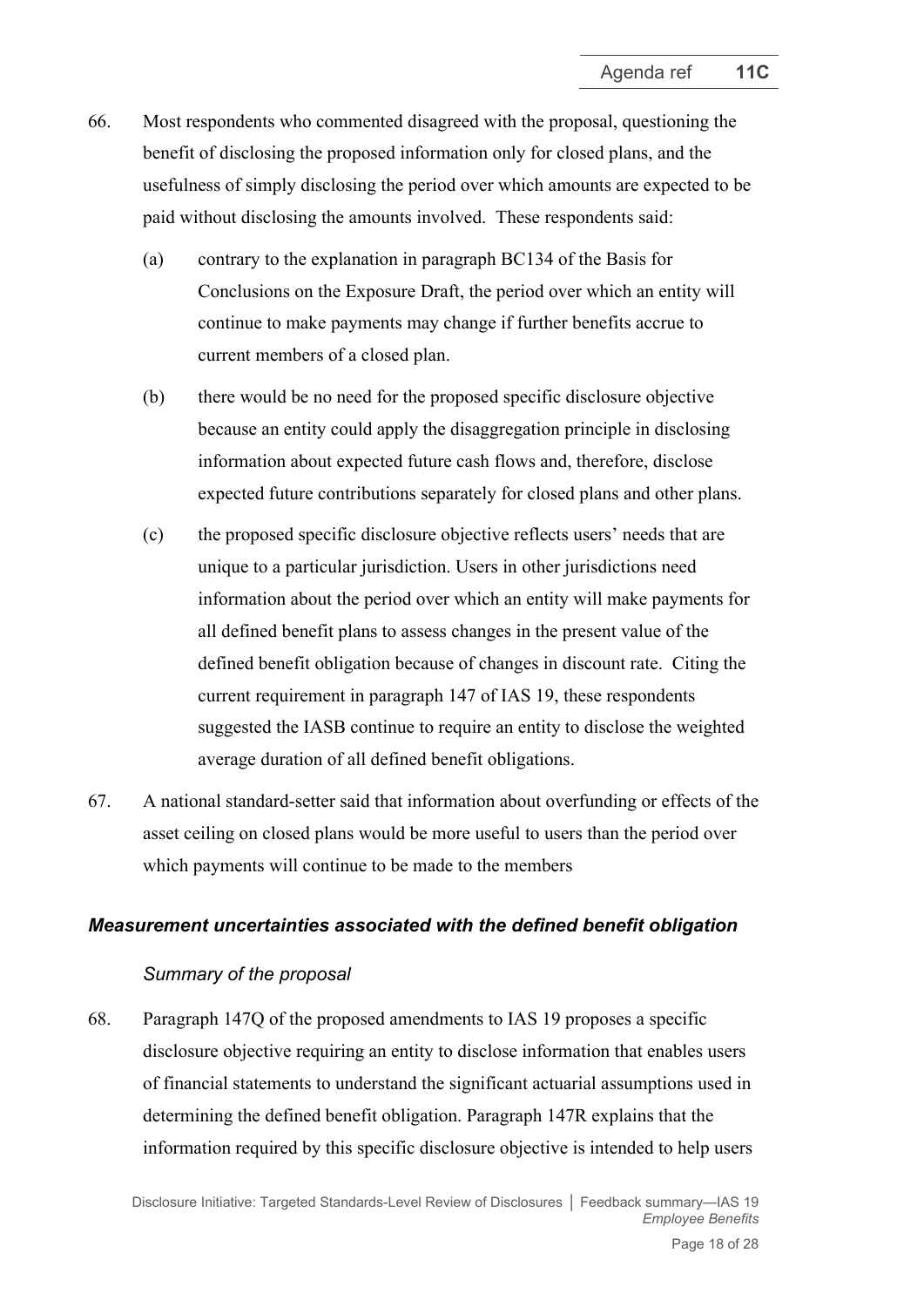66. Most respondents who commented disagreed with the proposal, questioning the benefit of disclosing the proposed information only for closed plans, and the usefulness of simply disclosing the period over which amounts are expected to be paid without disclosing the amounts involved. These respondents said:

    (a) contrary to the explanation in paragraph BC134 of the Basis for Conclusions on the Exposure Draft, the period over which an entity will continue to make payments may change if further benefits accrue to current members of a closed plan.

    (b) there would be no need for the proposed specific disclosure objective because an entity could apply the disaggregation principle in disclosing information about expected future cash flows and, therefore, disclose expected future contributions separately for closed plans and other plans.

    (c) the proposed specific disclosure objective reflects users' needs that are unique to a particular jurisdiction. Users in other jurisdictions need information about the period over which an entity will make payments for all defined benefit plans to assess changes in the present value of the defined benefit obligation because of changes in discount rate. Citing the current requirement in paragraph 147 of IAS 19, these respondents suggested the IASB continue to require an entity to disclose the weighted average duration of all defined benefit obligations.

67. A national standard-setter said that information about overfunding or effects of the asset ceiling on closed plans would be more useful to users than the period over which payments will continue to be made to the members

### *Measurement uncertainties associated with the defined benefit obligation*

#### *Summary of the proposal*

68. Paragraph 147Q of the proposed amendments to IAS 19 proposes a specific disclosure objective requiring an entity to disclose information that enables users of financial statements to understand the significant actuarial assumptions used in determining the defined benefit obligation. Paragraph 147R explains that the information required by this specific disclosure objective is intended to help users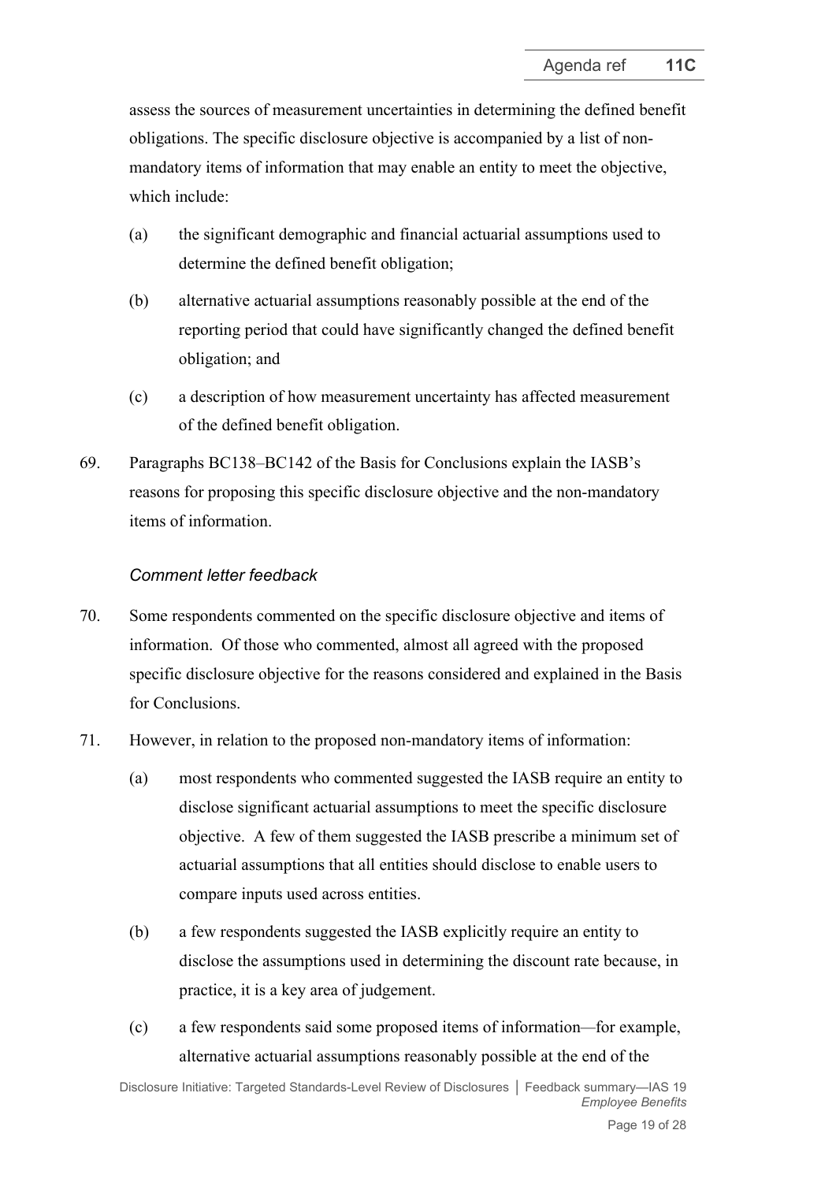assess the sources of measurement uncertainties in determining the defined benefit obligations. The specific disclosure objective is accompanied by a list of non-mandatory items of information that may enable an entity to meet the objective, which include:

(a) the significant demographic and financial actuarial assumptions used to determine the defined benefit obligation;

(b) alternative actuarial assumptions reasonably possible at the end of the reporting period that could have significantly changed the defined benefit obligation; and

(c) a description of how measurement uncertainty has affected measurement of the defined benefit obligation.

69. Paragraphs BC138–BC142 of the Basis for Conclusions explain the IASB's reasons for proposing this specific disclosure objective and the non-mandatory items of information.

*Comment letter feedback*

70. Some respondents commented on the specific disclosure objective and items of information. Of those who commented, almost all agreed with the proposed specific disclosure objective for the reasons considered and explained in the Basis for Conclusions.

71. However, in relation to the proposed non-mandatory items of information:

(a) most respondents who commented suggested the IASB require an entity to disclose significant actuarial assumptions to meet the specific disclosure objective. A few of them suggested the IASB prescribe a minimum set of actuarial assumptions that all entities should disclose to enable users to compare inputs used across entities.

(b) a few respondents suggested the IASB explicitly require an entity to disclose the assumptions used in determining the discount rate because, in practice, it is a key area of judgement.

(c) a few respondents said some proposed items of information—for example, alternative actuarial assumptions reasonably possible at the end of the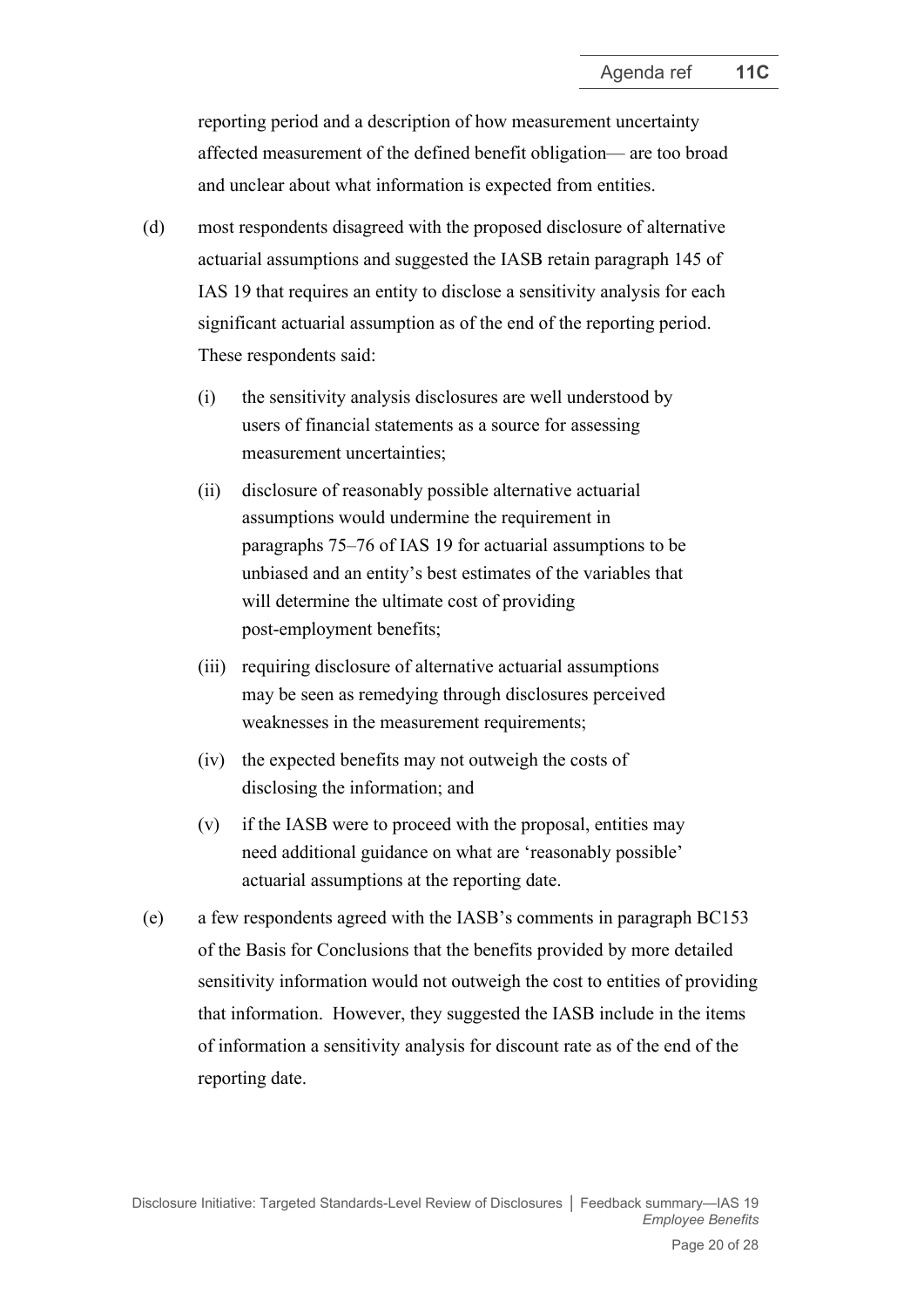reporting period and a description of how measurement uncertainty affected measurement of the defined benefit obligation— are too broad and unclear about what information is expected from entities.

(d) most respondents disagreed with the proposed disclosure of alternative actuarial assumptions and suggested the IASB retain paragraph 145 of IAS 19 that requires an entity to disclose a sensitivity analysis for each significant actuarial assumption as of the end of the reporting period. These respondents said:

  (i) the sensitivity analysis disclosures are well understood by users of financial statements as a source for assessing measurement uncertainties;

  (ii) disclosure of reasonably possible alternative actuarial assumptions would undermine the requirement in paragraphs 75–76 of IAS 19 for actuarial assumptions to be unbiased and an entity's best estimates of the variables that will determine the ultimate cost of providing post-employment benefits;

  (iii) requiring disclosure of alternative actuarial assumptions may be seen as remedying through disclosures perceived weaknesses in the measurement requirements;

  (iv) the expected benefits may not outweigh the costs of disclosing the information; and

  (v) if the IASB were to proceed with the proposal, entities may need additional guidance on what are 'reasonably possible' actuarial assumptions at the reporting date.

(e) a few respondents agreed with the IASB's comments in paragraph BC153 of the Basis for Conclusions that the benefits provided by more detailed sensitivity information would not outweigh the cost to entities of providing that information. However, they suggested the IASB include in the items of information a sensitivity analysis for discount rate as of the end of the reporting date.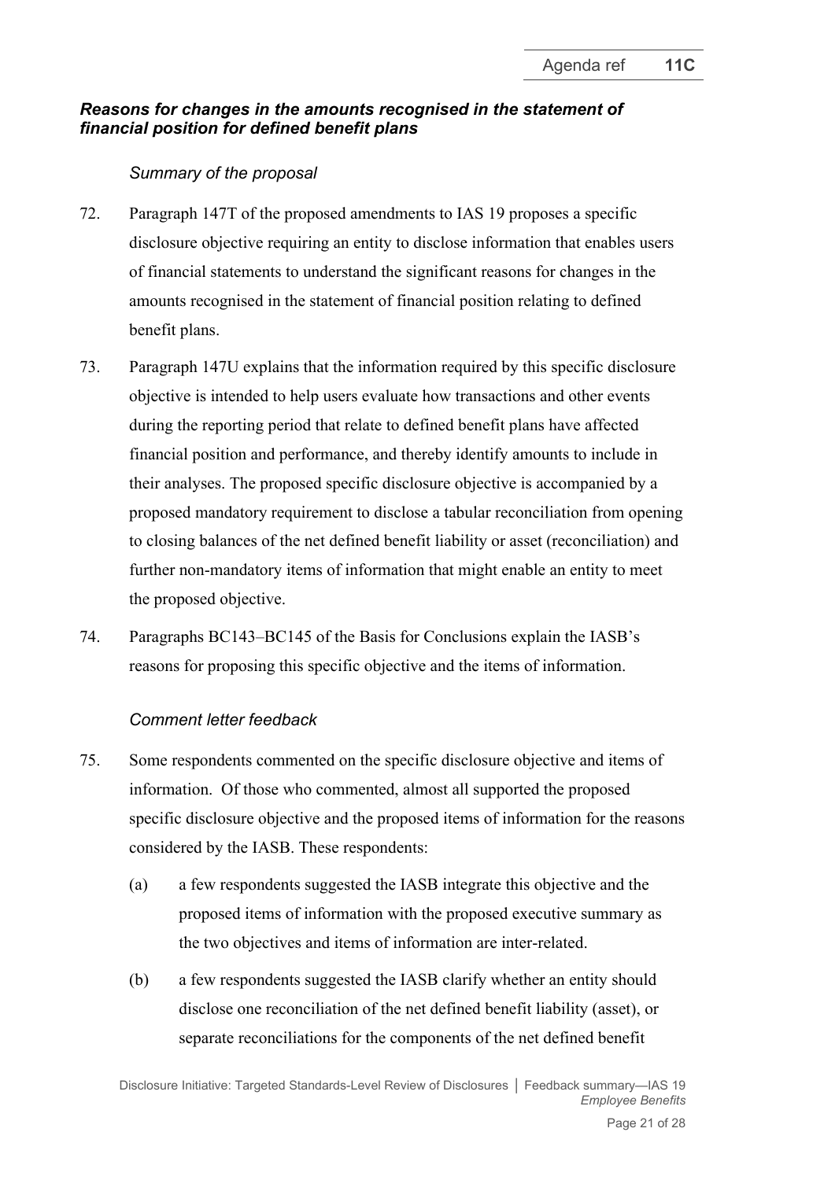### *Reasons for changes in the amounts recognised in the statement of financial position for defined benefit plans*

*Summary of the proposal*

72. Paragraph 147T of the proposed amendments to IAS 19 proposes a specific disclosure objective requiring an entity to disclose information that enables users of financial statements to understand the significant reasons for changes in the amounts recognised in the statement of financial position relating to defined benefit plans.

73. Paragraph 147U explains that the information required by this specific disclosure objective is intended to help users evaluate how transactions and other events during the reporting period that relate to defined benefit plans have affected financial position and performance, and thereby identify amounts to include in their analyses. The proposed specific disclosure objective is accompanied by a proposed mandatory requirement to disclose a tabular reconciliation from opening to closing balances of the net defined benefit liability or asset (reconciliation) and further non-mandatory items of information that might enable an entity to meet the proposed objective.

74. Paragraphs BC143–BC145 of the Basis for Conclusions explain the IASB's reasons for proposing this specific objective and the items of information.

*Comment letter feedback*

75. Some respondents commented on the specific disclosure objective and items of information. Of those who commented, almost all supported the proposed specific disclosure objective and the proposed items of information for the reasons considered by the IASB. These respondents:

    (a) a few respondents suggested the IASB integrate this objective and the proposed items of information with the proposed executive summary as the two objectives and items of information are inter-related.

    (b) a few respondents suggested the IASB clarify whether an entity should disclose one reconciliation of the net defined benefit liability (asset), or separate reconciliations for the components of the net defined benefit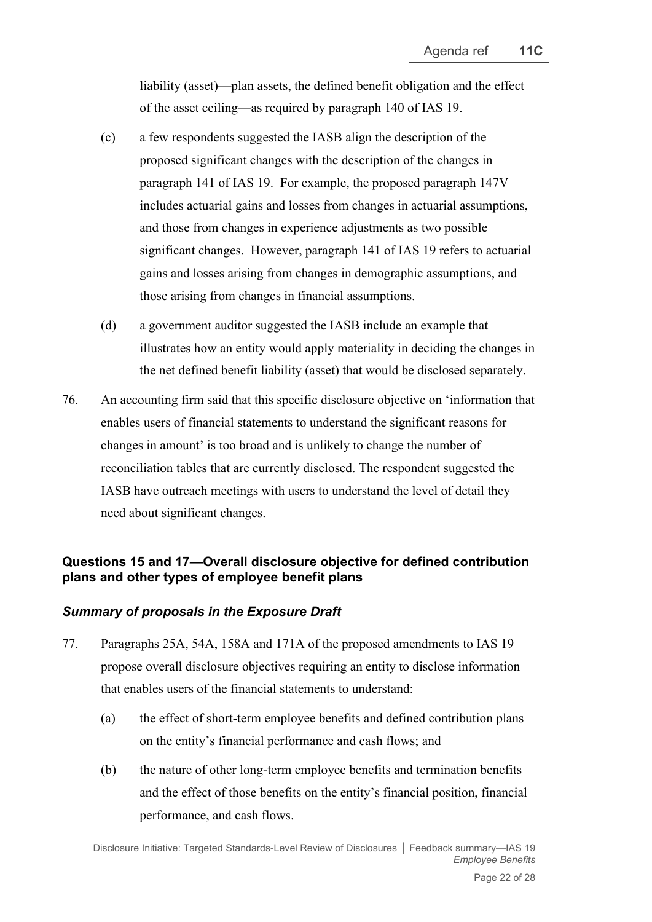liability (asset)—plan assets, the defined benefit obligation and the effect of the asset ceiling—as required by paragraph 140 of IAS 19.

(c) a few respondents suggested the IASB align the description of the proposed significant changes with the description of the changes in paragraph 141 of IAS 19. For example, the proposed paragraph 147V includes actuarial gains and losses from changes in actuarial assumptions, and those from changes in experience adjustments as two possible significant changes. However, paragraph 141 of IAS 19 refers to actuarial gains and losses arising from changes in demographic assumptions, and those arising from changes in financial assumptions.

(d) a government auditor suggested the IASB include an example that illustrates how an entity would apply materiality in deciding the changes in the net defined benefit liability (asset) that would be disclosed separately.

76. An accounting firm said that this specific disclosure objective on 'information that enables users of financial statements to understand the significant reasons for changes in amount' is too broad and is unlikely to change the number of reconciliation tables that are currently disclosed. The respondent suggested the IASB have outreach meetings with users to understand the level of detail they need about significant changes.

## Questions 15 and 17—Overall disclosure objective for defined contribution plans and other types of employee benefit plans

### *Summary of proposals in the Exposure Draft*

77. Paragraphs 25A, 54A, 158A and 171A of the proposed amendments to IAS 19 propose overall disclosure objectives requiring an entity to disclose information that enables users of the financial statements to understand:

(a) the effect of short-term employee benefits and defined contribution plans on the entity's financial performance and cash flows; and

(b) the nature of other long-term employee benefits and termination benefits and the effect of those benefits on the entity's financial position, financial performance, and cash flows.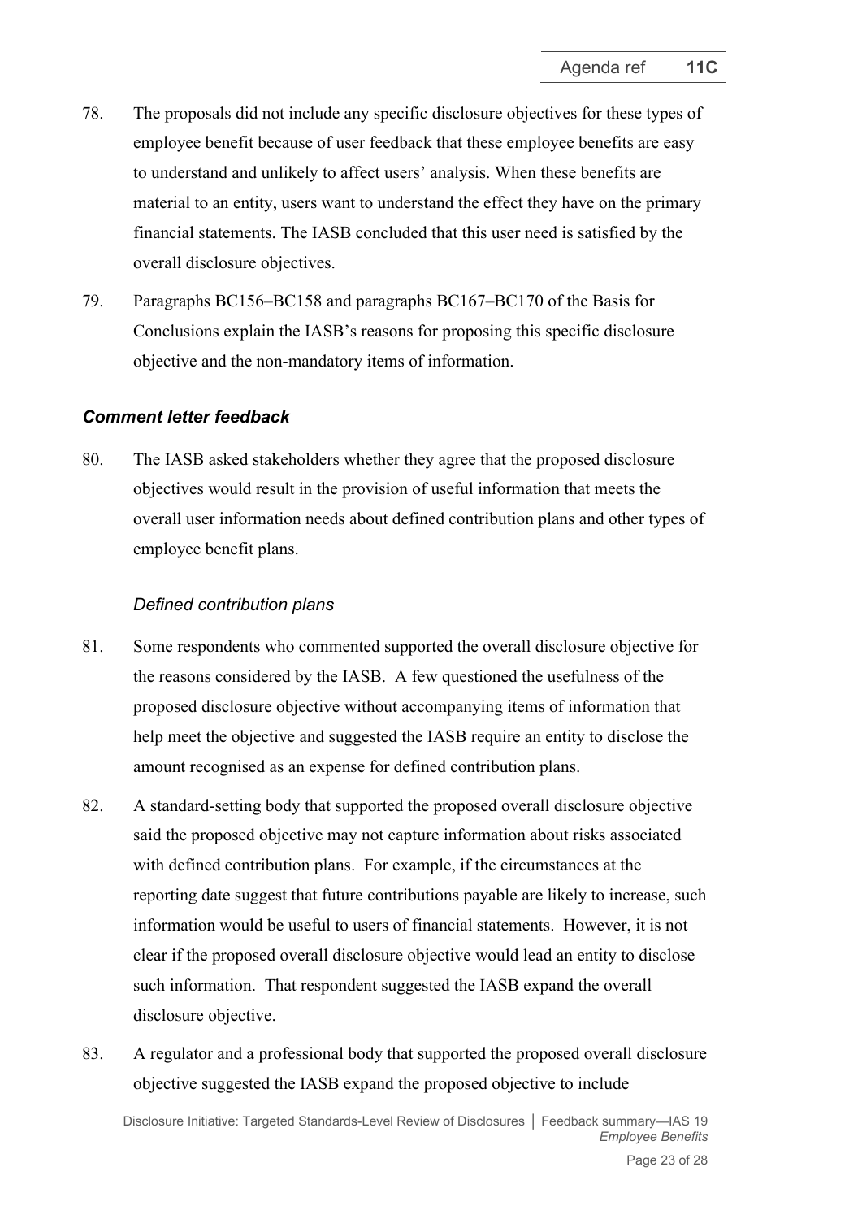78. The proposals did not include any specific disclosure objectives for these types of employee benefit because of user feedback that these employee benefits are easy to understand and unlikely to affect users' analysis. When these benefits are material to an entity, users want to understand the effect they have on the primary financial statements. The IASB concluded that this user need is satisfied by the overall disclosure objectives.

79. Paragraphs BC156–BC158 and paragraphs BC167–BC170 of the Basis for Conclusions explain the IASB's reasons for proposing this specific disclosure objective and the non-mandatory items of information.

### *Comment letter feedback*

80. The IASB asked stakeholders whether they agree that the proposed disclosure objectives would result in the provision of useful information that meets the overall user information needs about defined contribution plans and other types of employee benefit plans.

#### *Defined contribution plans*

81. Some respondents who commented supported the overall disclosure objective for the reasons considered by the IASB. A few questioned the usefulness of the proposed disclosure objective without accompanying items of information that help meet the objective and suggested the IASB require an entity to disclose the amount recognised as an expense for defined contribution plans.

82. A standard-setting body that supported the proposed overall disclosure objective said the proposed objective may not capture information about risks associated with defined contribution plans. For example, if the circumstances at the reporting date suggest that future contributions payable are likely to increase, such information would be useful to users of financial statements. However, it is not clear if the proposed overall disclosure objective would lead an entity to disclose such information. That respondent suggested the IASB expand the overall disclosure objective.

83. A regulator and a professional body that supported the proposed overall disclosure objective suggested the IASB expand the proposed objective to include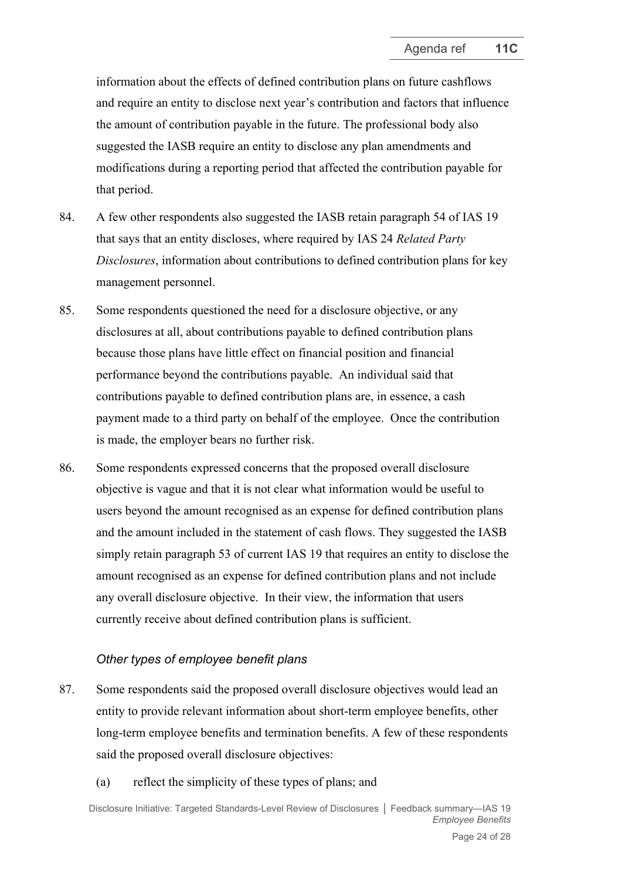information about the effects of defined contribution plans on future cashflows and require an entity to disclose next year's contribution and factors that influence the amount of contribution payable in the future. The professional body also suggested the IASB require an entity to disclose any plan amendments and modifications during a reporting period that affected the contribution payable for that period.

84. A few other respondents also suggested the IASB retain paragraph 54 of IAS 19 that says that an entity discloses, where required by IAS 24 *Related Party Disclosures*, information about contributions to defined contribution plans for key management personnel.

85. Some respondents questioned the need for a disclosure objective, or any disclosures at all, about contributions payable to defined contribution plans because those plans have little effect on financial position and financial performance beyond the contributions payable. An individual said that contributions payable to defined contribution plans are, in essence, a cash payment made to a third party on behalf of the employee. Once the contribution is made, the employer bears no further risk.

86. Some respondents expressed concerns that the proposed overall disclosure objective is vague and that it is not clear what information would be useful to users beyond the amount recognised as an expense for defined contribution plans and the amount included in the statement of cash flows. They suggested the IASB simply retain paragraph 53 of current IAS 19 that requires an entity to disclose the amount recognised as an expense for defined contribution plans and not include any overall disclosure objective. In their view, the information that users currently receive about defined contribution plans is sufficient.

### *Other types of employee benefit plans*

87. Some respondents said the proposed overall disclosure objectives would lead an entity to provide relevant information about short-term employee benefits, other long-term employee benefits and termination benefits. A few of these respondents said the proposed overall disclosure objectives:

    (a) reflect the simplicity of these types of plans; and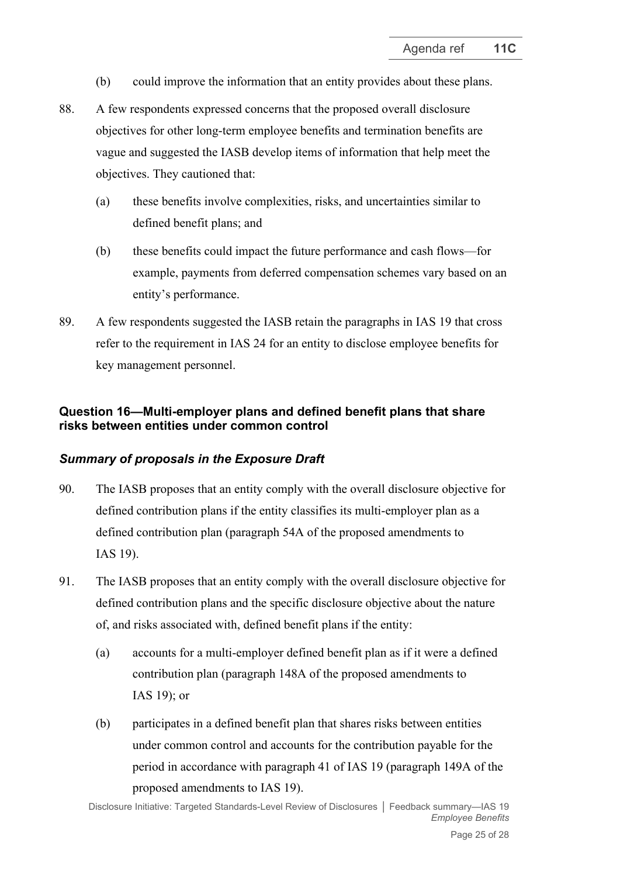(b) could improve the information that an entity provides about these plans.

88. A few respondents expressed concerns that the proposed overall disclosure objectives for other long-term employee benefits and termination benefits are vague and suggested the IASB develop items of information that help meet the objectives. They cautioned that:

    (a) these benefits involve complexities, risks, and uncertainties similar to defined benefit plans; and

    (b) these benefits could impact the future performance and cash flows—for example, payments from deferred compensation schemes vary based on an entity's performance.

89. A few respondents suggested the IASB retain the paragraphs in IAS 19 that cross refer to the requirement in IAS 24 for an entity to disclose employee benefits for key management personnel.

## Question 16—Multi-employer plans and defined benefit plans that share risks between entities under common control

### *Summary of proposals in the Exposure Draft*

90. The IASB proposes that an entity comply with the overall disclosure objective for defined contribution plans if the entity classifies its multi-employer plan as a defined contribution plan (paragraph 54A of the proposed amendments to IAS 19).

91. The IASB proposes that an entity comply with the overall disclosure objective for defined contribution plans and the specific disclosure objective about the nature of, and risks associated with, defined benefit plans if the entity:

    (a) accounts for a multi-employer defined benefit plan as if it were a defined contribution plan (paragraph 148A of the proposed amendments to IAS 19); or

    (b) participates in a defined benefit plan that shares risks between entities under common control and accounts for the contribution payable for the period in accordance with paragraph 41 of IAS 19 (paragraph 149A of the proposed amendments to IAS 19).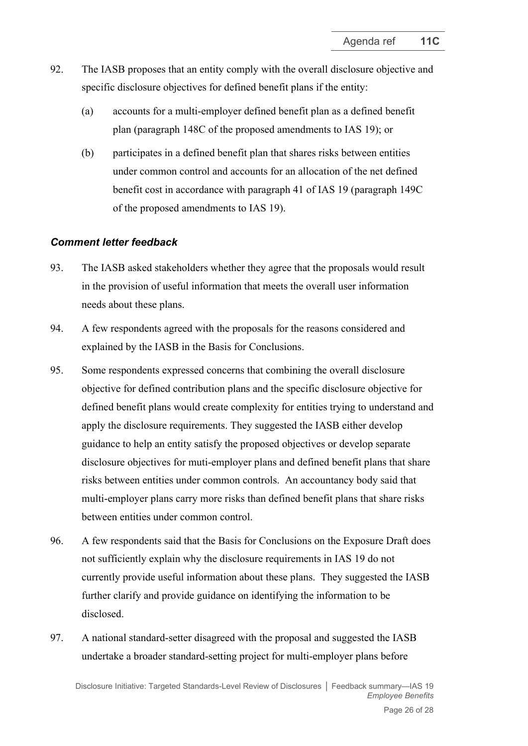92. The IASB proposes that an entity comply with the overall disclosure objective and specific disclosure objectives for defined benefit plans if the entity:

    (a) accounts for a multi-employer defined benefit plan as a defined benefit plan (paragraph 148C of the proposed amendments to IAS 19); or

    (b) participates in a defined benefit plan that shares risks between entities under common control and accounts for an allocation of the net defined benefit cost in accordance with paragraph 41 of IAS 19 (paragraph 149C of the proposed amendments to IAS 19).

### *Comment letter feedback*

93. The IASB asked stakeholders whether they agree that the proposals would result in the provision of useful information that meets the overall user information needs about these plans.

94. A few respondents agreed with the proposals for the reasons considered and explained by the IASB in the Basis for Conclusions.

95. Some respondents expressed concerns that combining the overall disclosure objective for defined contribution plans and the specific disclosure objective for defined benefit plans would create complexity for entities trying to understand and apply the disclosure requirements. They suggested the IASB either develop guidance to help an entity satisfy the proposed objectives or develop separate disclosure objectives for muti-employer plans and defined benefit plans that share risks between entities under common controls. An accountancy body said that multi-employer plans carry more risks than defined benefit plans that share risks between entities under common control.

96. A few respondents said that the Basis for Conclusions on the Exposure Draft does not sufficiently explain why the disclosure requirements in IAS 19 do not currently provide useful information about these plans. They suggested the IASB further clarify and provide guidance on identifying the information to be disclosed.

97. A national standard-setter disagreed with the proposal and suggested the IASB undertake a broader standard-setting project for multi-employer plans before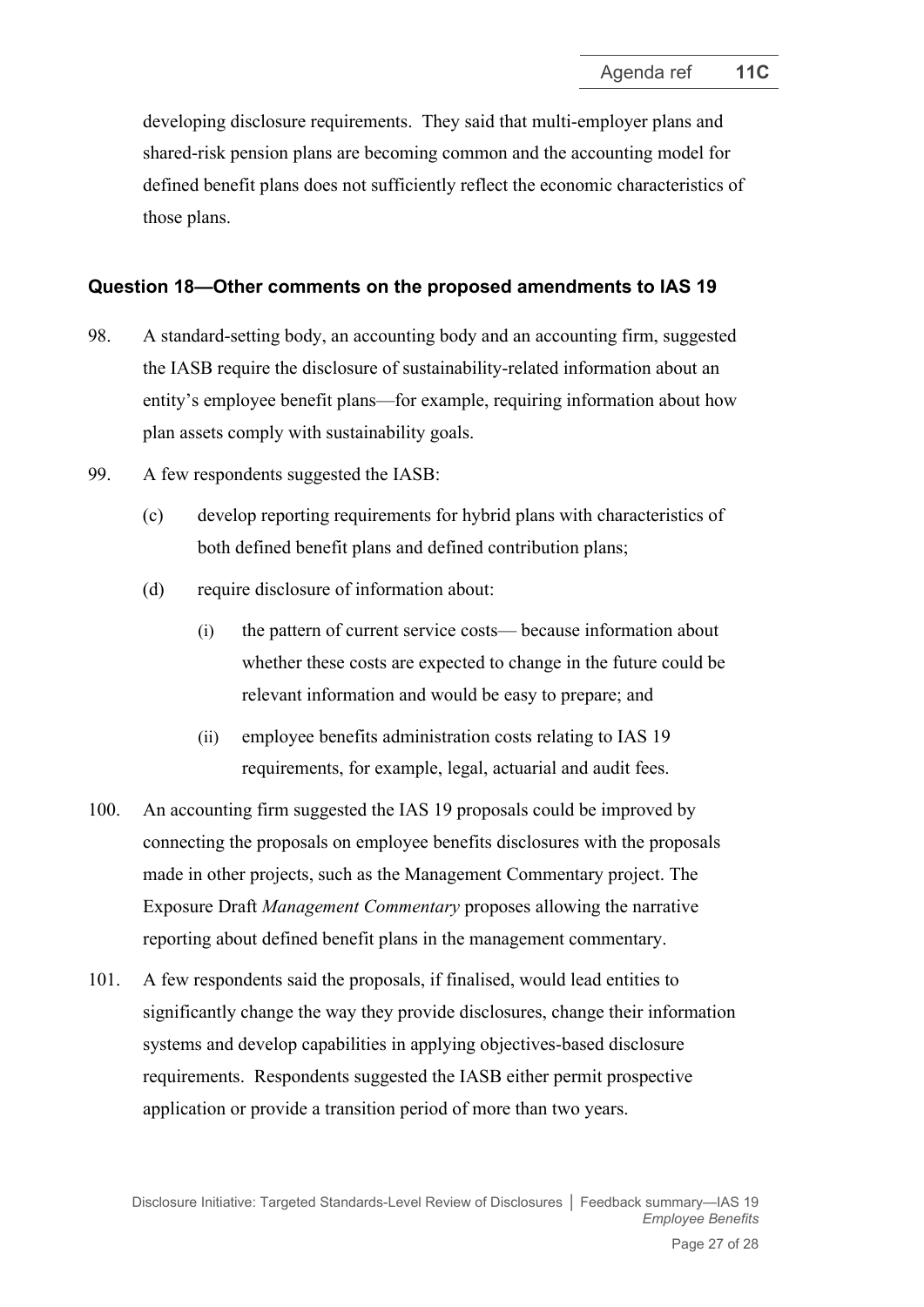developing disclosure requirements. They said that multi-employer plans and shared-risk pension plans are becoming common and the accounting model for defined benefit plans does not sufficiently reflect the economic characteristics of those plans.

### Question 18—Other comments on the proposed amendments to IAS 19

98. A standard-setting body, an accounting body and an accounting firm, suggested the IASB require the disclosure of sustainability-related information about an entity's employee benefit plans—for example, requiring information about how plan assets comply with sustainability goals.

99. A few respondents suggested the IASB:

    (c) develop reporting requirements for hybrid plans with characteristics of both defined benefit plans and defined contribution plans;

    (d) require disclosure of information about:

        (i) the pattern of current service costs— because information about whether these costs are expected to change in the future could be relevant information and would be easy to prepare; and

        (ii) employee benefits administration costs relating to IAS 19 requirements, for example, legal, actuarial and audit fees.

100. An accounting firm suggested the IAS 19 proposals could be improved by connecting the proposals on employee benefits disclosures with the proposals made in other projects, such as the Management Commentary project. The Exposure Draft *Management Commentary* proposes allowing the narrative reporting about defined benefit plans in the management commentary.

101. A few respondents said the proposals, if finalised, would lead entities to significantly change the way they provide disclosures, change their information systems and develop capabilities in applying objectives-based disclosure requirements. Respondents suggested the IASB either permit prospective application or provide a transition period of more than two years.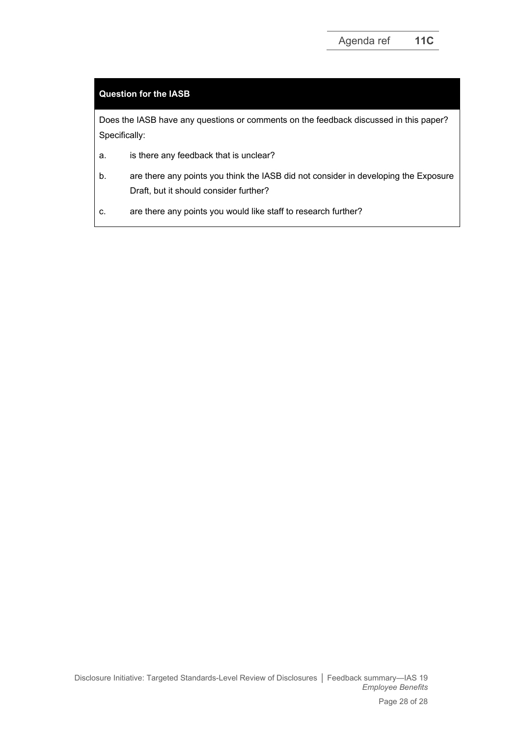**Question for the IASB**

Does the IASB have any questions or comments on the feedback discussed in this paper? Specifically:

a. is there any feedback that is unclear?

b. are there any points you think the IASB did not consider in developing the Exposure Draft, but it should consider further?

c. are there any points you would like staff to research further?